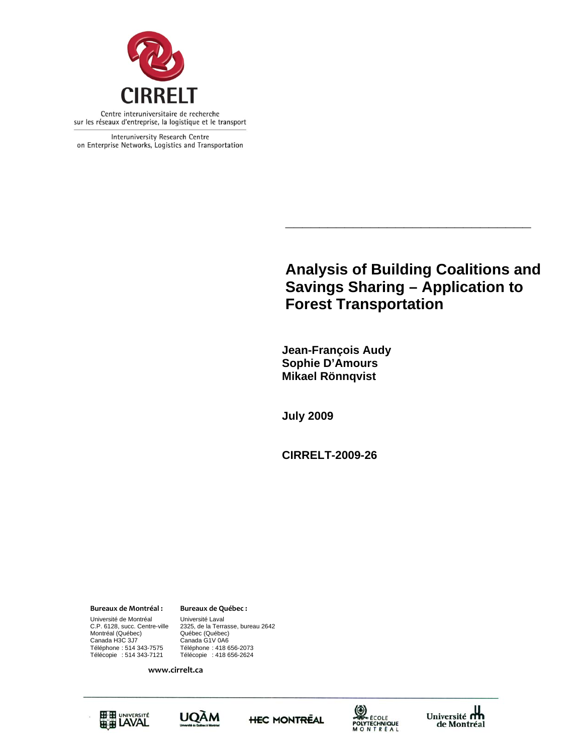CIRRELT

Centre interuniversitaire de recherche sur les réseaux d'entreprise, la logistique et le transport

Interuniversity Research Centre on Enterprise Networks, Logistics and Transportation

# Analysis of Building Coalitions and Savings Sharing – Application to Forest Transportation

**Jean-François Audy**
**Sophie D'Amours**
**Mikael Rönnqvist**

**July 2009**

**CIRRELT-2009-26**

**Bureaux de Montréal :**

Université de Montréal
C.P. 6128, succ. Centre-ville
Montréal (Québec)
Canada H3C 3J7
Téléphone : 514 343-7575
Télécopie : 514 343-7121

**Bureaux de Québec :**

Université Laval
2325, de la Terrasse, bureau 2642
Québec (Québec)
Canada G1V 0A6
Téléphone : 418 656-2073
Télécopie : 418 656-2624

**www.cirrelt.ca**

Université Laval | UQÀM | HEC Montréal | École Polytechnique Montréal | Université de Montréal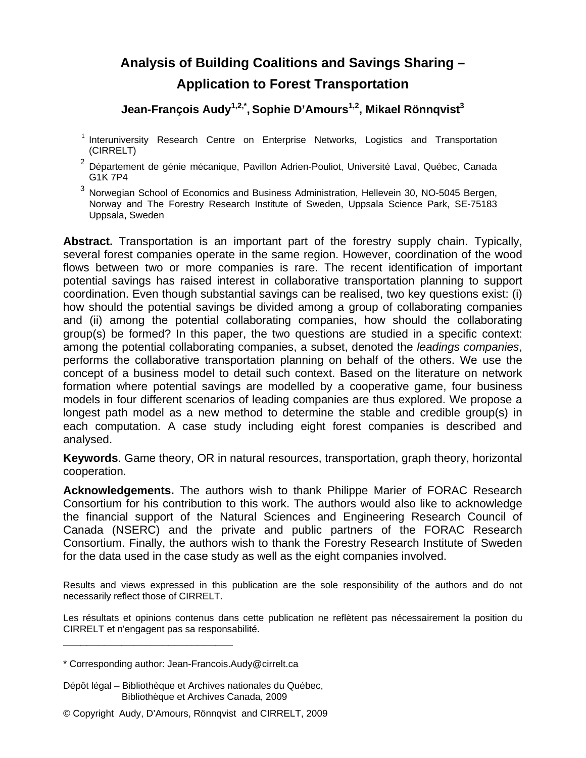# Analysis of Building Coalitions and Savings Sharing – Application to Forest Transportation

**Jean-François Audy[1,2,*], Sophie D'Amours[1,2], Mikael Rönnqvist[3]**

[1] Interuniversity Research Centre on Enterprise Networks, Logistics and Transportation (CIRRELT)

[2] Département de génie mécanique, Pavillon Adrien-Pouliot, Université Laval, Québec, Canada G1K 7P4

[3] Norwegian School of Economics and Business Administration, Hellevein 30, NO-5045 Bergen, Norway and The Forestry Research Institute of Sweden, Uppsala Science Park, SE-75183 Uppsala, Sweden

**Abstract.** Transportation is an important part of the forestry supply chain. Typically, several forest companies operate in the same region. However, coordination of the wood flows between two or more companies is rare. The recent identification of important potential savings has raised interest in collaborative transportation planning to support coordination. Even though substantial savings can be realised, two key questions exist: (i) how should the potential savings be divided among a group of collaborating companies and (ii) among the potential collaborating companies, how should the collaborating group(s) be formed? In this paper, the two questions are studied in a specific context: among the potential collaborating companies, a subset, denoted the *leadings companies*, performs the collaborative transportation planning on behalf of the others. We use the concept of a business model to detail such context. Based on the literature on network formation where potential savings are modelled by a cooperative game, four business models in four different scenarios of leading companies are thus explored. We propose a longest path model as a new method to determine the stable and credible group(s) in each computation. A case study including eight forest companies is described and analysed.

**Keywords**. Game theory, OR in natural resources, transportation, graph theory, horizontal cooperation.

**Acknowledgements.** The authors wish to thank Philippe Marier of FORAC Research Consortium for his contribution to this work. The authors would also like to acknowledge the financial support of the Natural Sciences and Engineering Research Council of Canada (NSERC) and the private and public partners of the FORAC Research Consortium. Finally, the authors wish to thank the Forestry Research Institute of Sweden for the data used in the case study as well as the eight companies involved.

Results and views expressed in this publication are the sole responsibility of the authors and do not necessarily reflect those of CIRRELT.

Les résultats et opinions contenus dans cette publication ne reflètent pas nécessairement la position du CIRRELT et n'engagent pas sa responsabilité.

\* Corresponding author: Jean-Francois.Audy@cirrelt.ca

Dépôt légal – Bibliothèque et Archives nationales du Québec,
Bibliothèque et Archives Canada, 2009

© Copyright Audy, D'Amours, Rönnqvist and CIRRELT, 2009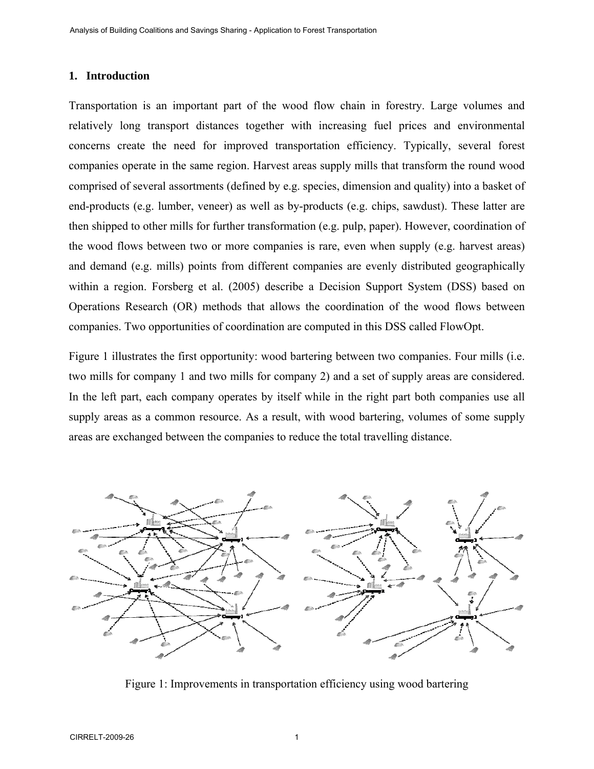## 1. Introduction

Transportation is an important part of the wood flow chain in forestry. Large volumes and relatively long transport distances together with increasing fuel prices and environmental concerns create the need for improved transportation efficiency. Typically, several forest companies operate in the same region. Harvest areas supply mills that transform the round wood comprised of several assortments (defined by e.g. species, dimension and quality) into a basket of end-products (e.g. lumber, veneer) as well as by-products (e.g. chips, sawdust). These latter are then shipped to other mills for further transformation (e.g. pulp, paper). However, coordination of the wood flows between two or more companies is rare, even when supply (e.g. harvest areas) and demand (e.g. mills) points from different companies are evenly distributed geographically within a region. Forsberg et al. (2005) describe a Decision Support System (DSS) based on Operations Research (OR) methods that allows the coordination of the wood flows between companies. Two opportunities of coordination are computed in this DSS called FlowOpt.

Figure 1 illustrates the first opportunity: wood bartering between two companies. Four mills (i.e. two mills for company 1 and two mills for company 2) and a set of supply areas are considered. In the left part, each company operates by itself while in the right part both companies use all supply areas as a common resource. As a result, with wood bartering, volumes of some supply areas are exchanged between the companies to reduce the total travelling distance.

Figure 1: Improvements in transportation efficiency using wood bartering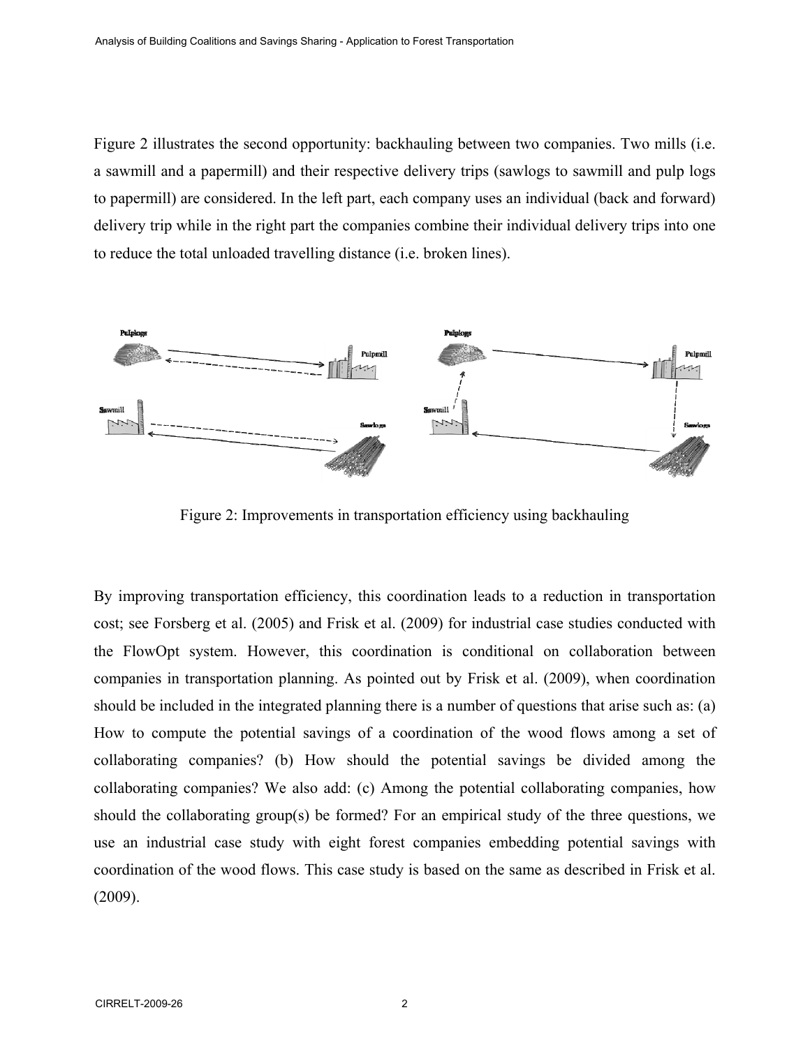Figure 2 illustrates the second opportunity: backhauling between two companies. Two mills (i.e. a sawmill and a papermill) and their respective delivery trips (sawlogs to sawmill and pulp logs to papermill) are considered. In the left part, each company uses an individual (back and forward) delivery trip while in the right part the companies combine their individual delivery trips into one to reduce the total unloaded travelling distance (i.e. broken lines).

Figure 2: Improvements in transportation efficiency using backhauling

By improving transportation efficiency, this coordination leads to a reduction in transportation cost; see Forsberg et al. (2005) and Frisk et al. (2009) for industrial case studies conducted with the FlowOpt system. However, this coordination is conditional on collaboration between companies in transportation planning. As pointed out by Frisk et al. (2009), when coordination should be included in the integrated planning there is a number of questions that arise such as: (a) How to compute the potential savings of a coordination of the wood flows among a set of collaborating companies? (b) How should the potential savings be divided among the collaborating companies? We also add: (c) Among the potential collaborating companies, how should the collaborating group(s) be formed? For an empirical study of the three questions, we use an industrial case study with eight forest companies embedding potential savings with coordination of the wood flows. This case study is based on the same as described in Frisk et al. (2009).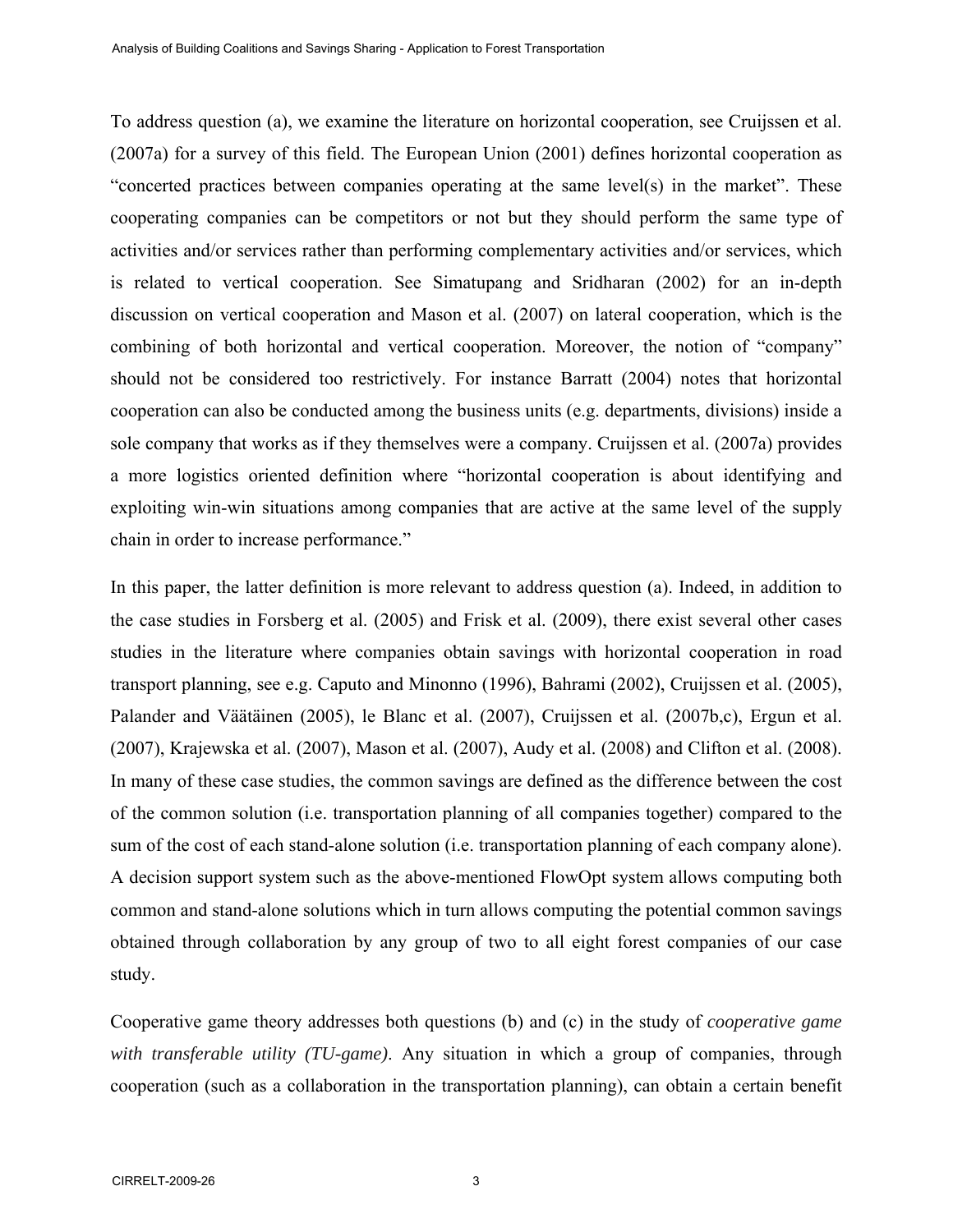To address question (a), we examine the literature on horizontal cooperation, see Cruijssen et al. (2007a) for a survey of this field. The European Union (2001) defines horizontal cooperation as "concerted practices between companies operating at the same level(s) in the market". These cooperating companies can be competitors or not but they should perform the same type of activities and/or services rather than performing complementary activities and/or services, which is related to vertical cooperation. See Simatupang and Sridharan (2002) for an in-depth discussion on vertical cooperation and Mason et al. (2007) on lateral cooperation, which is the combining of both horizontal and vertical cooperation. Moreover, the notion of "company" should not be considered too restrictively. For instance Barratt (2004) notes that horizontal cooperation can also be conducted among the business units (e.g. departments, divisions) inside a sole company that works as if they themselves were a company. Cruijssen et al. (2007a) provides a more logistics oriented definition where "horizontal cooperation is about identifying and exploiting win-win situations among companies that are active at the same level of the supply chain in order to increase performance."

In this paper, the latter definition is more relevant to address question (a). Indeed, in addition to the case studies in Forsberg et al. (2005) and Frisk et al. (2009), there exist several other cases studies in the literature where companies obtain savings with horizontal cooperation in road transport planning, see e.g. Caputo and Minonno (1996), Bahrami (2002), Cruijssen et al. (2005), Palander and Väätäinen (2005), le Blanc et al. (2007), Cruijssen et al. (2007b,c), Ergun et al. (2007), Krajewska et al. (2007), Mason et al. (2007), Audy et al. (2008) and Clifton et al. (2008). In many of these case studies, the common savings are defined as the difference between the cost of the common solution (i.e. transportation planning of all companies together) compared to the sum of the cost of each stand-alone solution (i.e. transportation planning of each company alone). A decision support system such as the above-mentioned FlowOpt system allows computing both common and stand-alone solutions which in turn allows computing the potential common savings obtained through collaboration by any group of two to all eight forest companies of our case study.

Cooperative game theory addresses both questions (b) and (c) in the study of *cooperative game with transferable utility (TU-game)*. Any situation in which a group of companies, through cooperation (such as a collaboration in the transportation planning), can obtain a certain benefit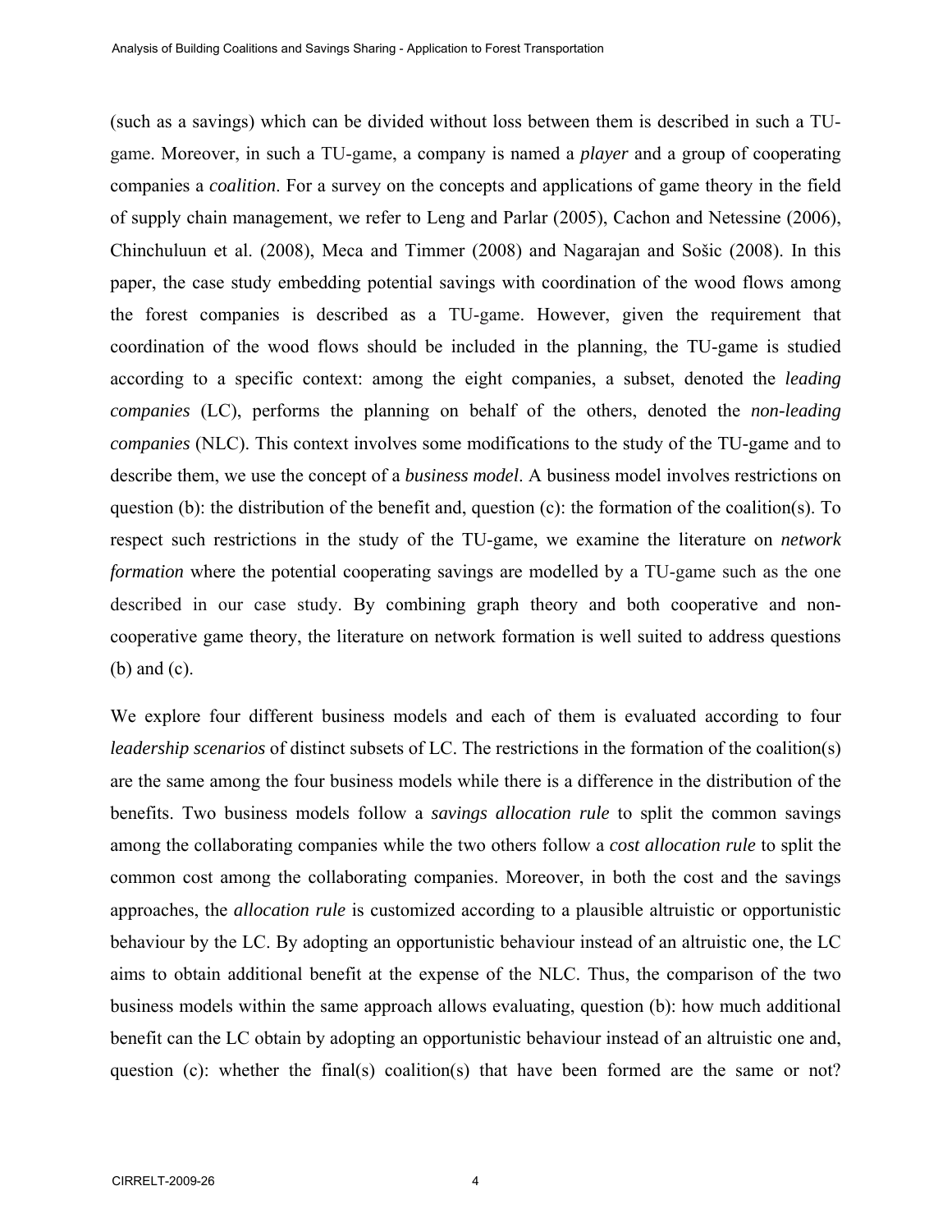(such as a savings) which can be divided without loss between them is described in such a TU-game. Moreover, in such a TU-game, a company is named a *player* and a group of cooperating companies a *coalition*. For a survey on the concepts and applications of game theory in the field of supply chain management, we refer to Leng and Parlar (2005), Cachon and Netessine (2006), Chinchuluun et al. (2008), Meca and Timmer (2008) and Nagarajan and Sošic (2008). In this paper, the case study embedding potential savings with coordination of the wood flows among the forest companies is described as a TU-game. However, given the requirement that coordination of the wood flows should be included in the planning, the TU-game is studied according to a specific context: among the eight companies, a subset, denoted the *leading companies* (LC), performs the planning on behalf of the others, denoted the *non-leading companies* (NLC). This context involves some modifications to the study of the TU-game and to describe them, we use the concept of a *business model*. A business model involves restrictions on question (b): the distribution of the benefit and, question (c): the formation of the coalition(s). To respect such restrictions in the study of the TU-game, we examine the literature on *network formation* where the potential cooperating savings are modelled by a TU-game such as the one described in our case study. By combining graph theory and both cooperative and non-cooperative game theory, the literature on network formation is well suited to address questions (b) and (c).

We explore four different business models and each of them is evaluated according to four *leadership scenarios* of distinct subsets of LC. The restrictions in the formation of the coalition(s) are the same among the four business models while there is a difference in the distribution of the benefits. Two business models follow a *savings allocation rule* to split the common savings among the collaborating companies while the two others follow a *cost allocation rule* to split the common cost among the collaborating companies. Moreover, in both the cost and the savings approaches, the *allocation rule* is customized according to a plausible altruistic or opportunistic behaviour by the LC. By adopting an opportunistic behaviour instead of an altruistic one, the LC aims to obtain additional benefit at the expense of the NLC. Thus, the comparison of the two business models within the same approach allows evaluating, question (b): how much additional benefit can the LC obtain by adopting an opportunistic behaviour instead of an altruistic one and, question (c): whether the final(s) coalition(s) that have been formed are the same or not?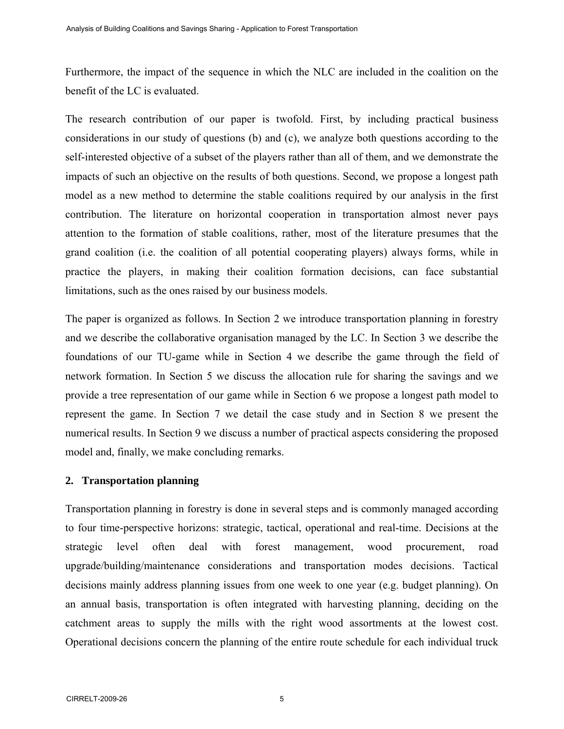Furthermore, the impact of the sequence in which the NLC are included in the coalition on the benefit of the LC is evaluated.

The research contribution of our paper is twofold. First, by including practical business considerations in our study of questions (b) and (c), we analyze both questions according to the self-interested objective of a subset of the players rather than all of them, and we demonstrate the impacts of such an objective on the results of both questions. Second, we propose a longest path model as a new method to determine the stable coalitions required by our analysis in the first contribution. The literature on horizontal cooperation in transportation almost never pays attention to the formation of stable coalitions, rather, most of the literature presumes that the grand coalition (i.e. the coalition of all potential cooperating players) always forms, while in practice the players, in making their coalition formation decisions, can face substantial limitations, such as the ones raised by our business models.

The paper is organized as follows. In Section 2 we introduce transportation planning in forestry and we describe the collaborative organisation managed by the LC. In Section 3 we describe the foundations of our TU-game while in Section 4 we describe the game through the field of network formation. In Section 5 we discuss the allocation rule for sharing the savings and we provide a tree representation of our game while in Section 6 we propose a longest path model to represent the game. In Section 7 we detail the case study and in Section 8 we present the numerical results. In Section 9 we discuss a number of practical aspects considering the proposed model and, finally, we make concluding remarks.

## 2. Transportation planning

Transportation planning in forestry is done in several steps and is commonly managed according to four time-perspective horizons: strategic, tactical, operational and real-time. Decisions at the strategic level often deal with forest management, wood procurement, road upgrade/building/maintenance considerations and transportation modes decisions. Tactical decisions mainly address planning issues from one week to one year (e.g. budget planning). On an annual basis, transportation is often integrated with harvesting planning, deciding on the catchment areas to supply the mills with the right wood assortments at the lowest cost. Operational decisions concern the planning of the entire route schedule for each individual truck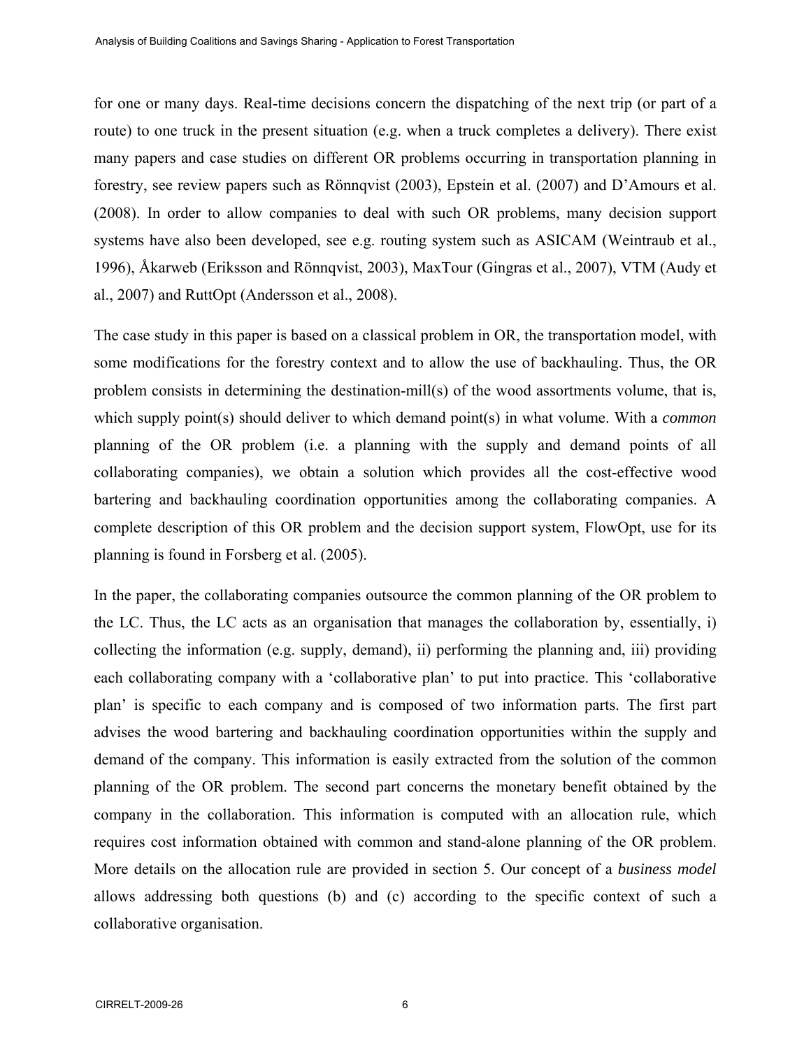for one or many days. Real-time decisions concern the dispatching of the next trip (or part of a route) to one truck in the present situation (e.g. when a truck completes a delivery). There exist many papers and case studies on different OR problems occurring in transportation planning in forestry, see review papers such as Rönnqvist (2003), Epstein et al. (2007) and D'Amours et al. (2008). In order to allow companies to deal with such OR problems, many decision support systems have also been developed, see e.g. routing system such as ASICAM (Weintraub et al., 1996), Åkarweb (Eriksson and Rönnqvist, 2003), MaxTour (Gingras et al., 2007), VTM (Audy et al., 2007) and RuttOpt (Andersson et al., 2008).

The case study in this paper is based on a classical problem in OR, the transportation model, with some modifications for the forestry context and to allow the use of backhauling. Thus, the OR problem consists in determining the destination-mill(s) of the wood assortments volume, that is, which supply point(s) should deliver to which demand point(s) in what volume. With a *common* planning of the OR problem (i.e. a planning with the supply and demand points of all collaborating companies), we obtain a solution which provides all the cost-effective wood bartering and backhauling coordination opportunities among the collaborating companies. A complete description of this OR problem and the decision support system, FlowOpt, use for its planning is found in Forsberg et al. (2005).

In the paper, the collaborating companies outsource the common planning of the OR problem to the LC. Thus, the LC acts as an organisation that manages the collaboration by, essentially, i) collecting the information (e.g. supply, demand), ii) performing the planning and, iii) providing each collaborating company with a 'collaborative plan' to put into practice. This 'collaborative plan' is specific to each company and is composed of two information parts. The first part advises the wood bartering and backhauling coordination opportunities within the supply and demand of the company. This information is easily extracted from the solution of the common planning of the OR problem. The second part concerns the monetary benefit obtained by the company in the collaboration. This information is computed with an allocation rule, which requires cost information obtained with common and stand-alone planning of the OR problem. More details on the allocation rule are provided in section 5. Our concept of a *business model* allows addressing both questions (b) and (c) according to the specific context of such a collaborative organisation.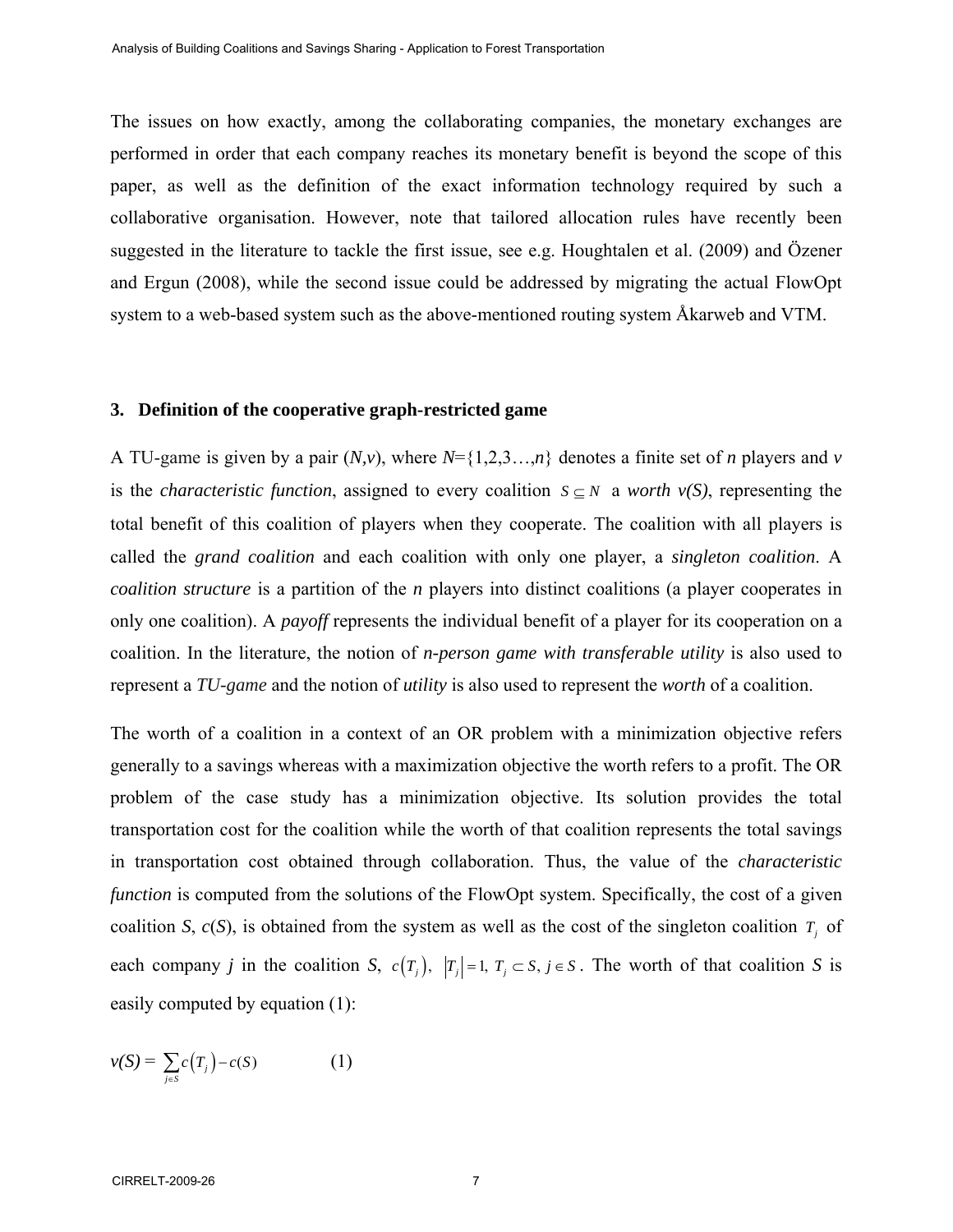The issues on how exactly, among the collaborating companies, the monetary exchanges are performed in order that each company reaches its monetary benefit is beyond the scope of this paper, as well as the definition of the exact information technology required by such a collaborative organisation. However, note that tailored allocation rules have recently been suggested in the literature to tackle the first issue, see e.g. Houghtalen et al. (2009) and Özener and Ergun (2008), while the second issue could be addressed by migrating the actual FlowOpt system to a web-based system such as the above-mentioned routing system Åkarweb and VTM.

## 3. Definition of the cooperative graph-restricted game

A TU-game is given by a pair $(N,v)$, where $N=\{1,2,3\ldots,n\}$ denotes a finite set of $n$ players and $v$ is the *characteristic function*, assigned to every coalition $S \subseteq N$ a *worth* $v(S)$, representing the total benefit of this coalition of players when they cooperate. The coalition with all players is called the *grand coalition* and each coalition with only one player, a *singleton coalition*. A *coalition structure* is a partition of the $n$ players into distinct coalitions (a player cooperates in only one coalition). A *payoff* represents the individual benefit of a player for its cooperation on a coalition. In the literature, the notion of *n-person game with transferable utility* is also used to represent a *TU-game* and the notion of *utility* is also used to represent the *worth* of a coalition.

The worth of a coalition in a context of an OR problem with a minimization objective refers generally to a savings whereas with a maximization objective the worth refers to a profit. The OR problem of the case study has a minimization objective. Its solution provides the total transportation cost for the coalition while the worth of that coalition represents the total savings in transportation cost obtained through collaboration. Thus, the value of the *characteristic function* is computed from the solutions of the FlowOpt system. Specifically, the cost of a given coalition $S$, $c(S)$, is obtained from the system as well as the cost of the singleton coalition $T_j$ of each company $j$ in the coalition $S$, $c(T_j),\ |T_j|=1,\ T_j \subset S,\ j \in S$. The worth of that coalition $S$ is easily computed by equation (1):

$$v(S) = \sum_{j \in S} c(T_j) - c(S) \qquad (1)$$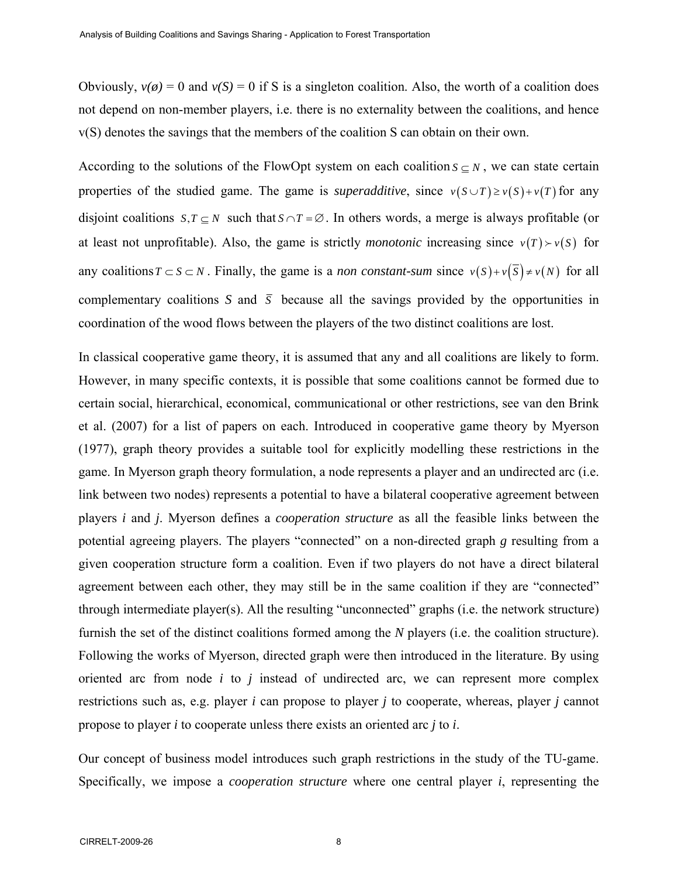Obviously, $v(\emptyset) = 0$ and $v(S) = 0$ if S is a singleton coalition. Also, the worth of a coalition does not depend on non-member players, i.e. there is no externality between the coalitions, and hence v(S) denotes the savings that the members of the coalition S can obtain on their own.

According to the solutions of the FlowOpt system on each coalition $S \subseteq N$, we can state certain properties of the studied game. The game is *superadditive*, since $v(S \cup T) \geq v(S) + v(T)$ for any disjoint coalitions $S, T \subseteq N$ such that $S \cap T = \emptyset$. In others words, a merge is always profitable (or at least not unprofitable). Also, the game is strictly *monotonic* increasing since $v(T) \succ v(S)$ for any coalitions $T \subset S \subset N$. Finally, the game is a *non constant-sum* since $v(S) + v(\bar{S}) \neq v(N)$ for all complementary coalitions *S* and $\bar{S}$ because all the savings provided by the opportunities in coordination of the wood flows between the players of the two distinct coalitions are lost.

In classical cooperative game theory, it is assumed that any and all coalitions are likely to form. However, in many specific contexts, it is possible that some coalitions cannot be formed due to certain social, hierarchical, economical, communicational or other restrictions, see van den Brink et al. (2007) for a list of papers on each. Introduced in cooperative game theory by Myerson (1977), graph theory provides a suitable tool for explicitly modelling these restrictions in the game. In Myerson graph theory formulation, a node represents a player and an undirected arc (i.e. link between two nodes) represents a potential to have a bilateral cooperative agreement between players *i* and *j*. Myerson defines a *cooperation structure* as all the feasible links between the potential agreeing players. The players "connected" on a non-directed graph *g* resulting from a given cooperation structure form a coalition. Even if two players do not have a direct bilateral agreement between each other, they may still be in the same coalition if they are "connected" through intermediate player(s). All the resulting "unconnected" graphs (i.e. the network structure) furnish the set of the distinct coalitions formed among the *N* players (i.e. the coalition structure). Following the works of Myerson, directed graph were then introduced in the literature. By using oriented arc from node *i* to *j* instead of undirected arc, we can represent more complex restrictions such as, e.g. player *i* can propose to player *j* to cooperate, whereas, player *j* cannot propose to player *i* to cooperate unless there exists an oriented arc *j* to *i*.

Our concept of business model introduces such graph restrictions in the study of the TU-game. Specifically, we impose a *cooperation structure* where one central player *i*, representing the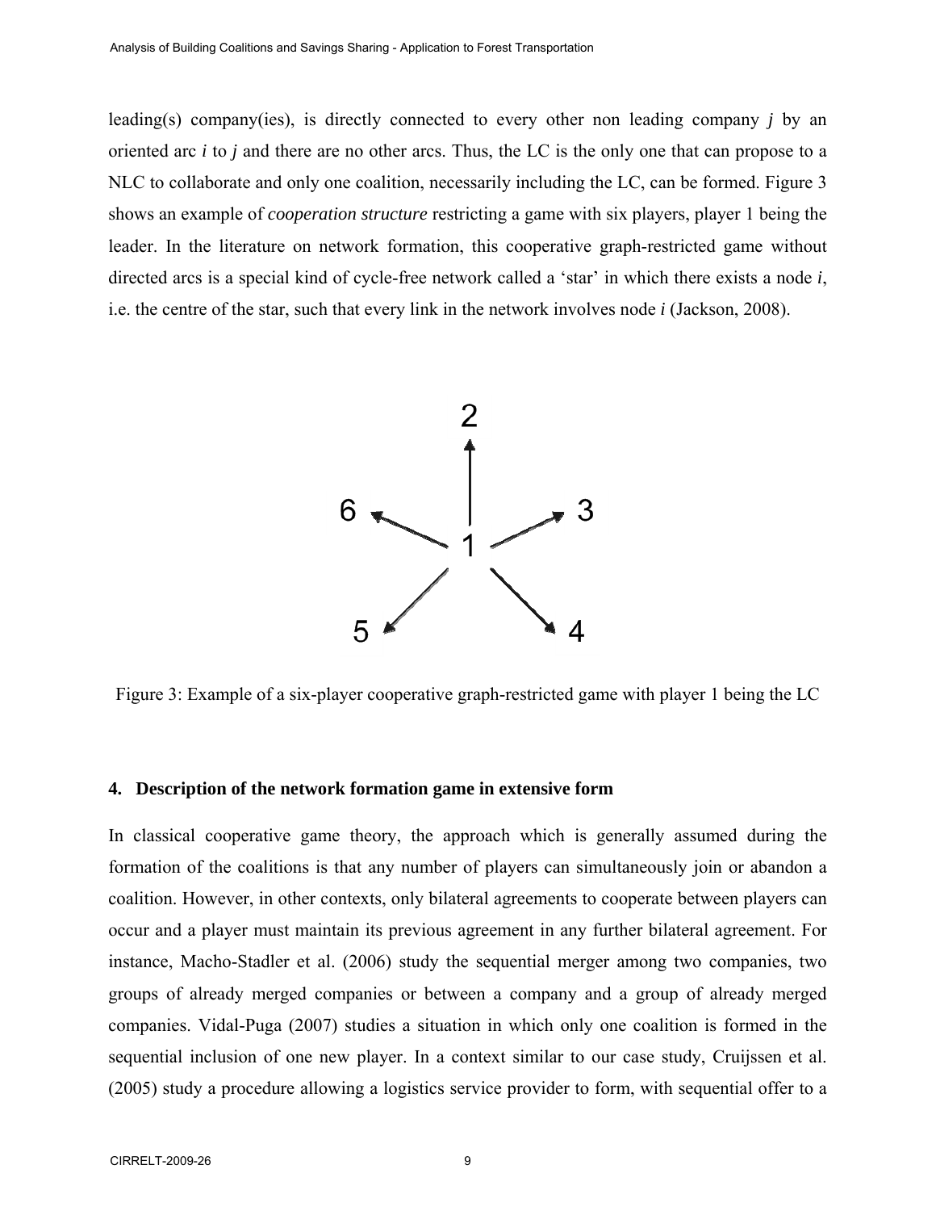leading(s) company(ies), is directly connected to every other non leading company *j* by an oriented arc *i* to *j* and there are no other arcs. Thus, the LC is the only one that can propose to a NLC to collaborate and only one coalition, necessarily including the LC, can be formed. Figure 3 shows an example of *cooperation structure* restricting a game with six players, player 1 being the leader. In the literature on network formation, this cooperative graph-restricted game without directed arcs is a special kind of cycle-free network called a 'star' in which there exists a node *i*, i.e. the centre of the star, such that every link in the network involves node *i* (Jackson, 2008).

Figure 3: Example of a six-player cooperative graph-restricted game with player 1 being the LC

## 4. Description of the network formation game in extensive form

In classical cooperative game theory, the approach which is generally assumed during the formation of the coalitions is that any number of players can simultaneously join or abandon a coalition. However, in other contexts, only bilateral agreements to cooperate between players can occur and a player must maintain its previous agreement in any further bilateral agreement. For instance, Macho-Stadler et al. (2006) study the sequential merger among two companies, two groups of already merged companies or between a company and a group of already merged companies. Vidal-Puga (2007) studies a situation in which only one coalition is formed in the sequential inclusion of one new player. In a context similar to our case study, Cruijssen et al. (2005) study a procedure allowing a logistics service provider to form, with sequential offer to a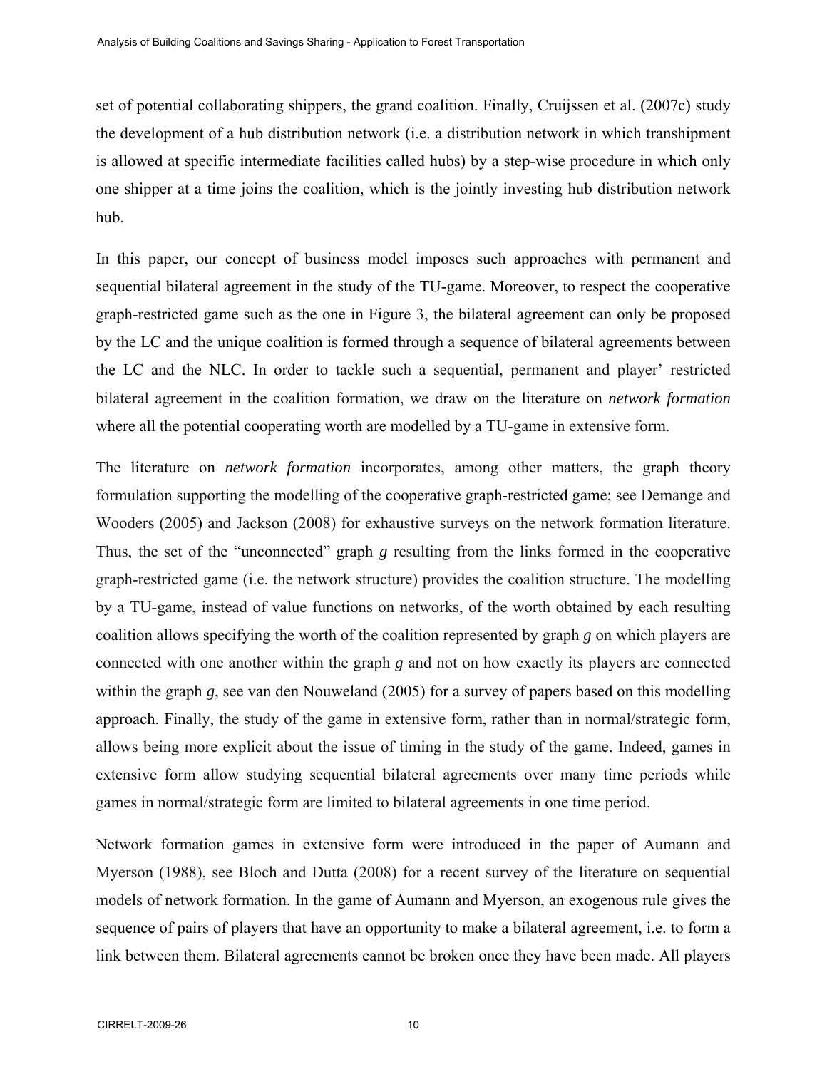set of potential collaborating shippers, the grand coalition. Finally, Cruijssen et al. (2007c) study the development of a hub distribution network (i.e. a distribution network in which transhipment is allowed at specific intermediate facilities called hubs) by a step-wise procedure in which only one shipper at a time joins the coalition, which is the jointly investing hub distribution network hub.

In this paper, our concept of business model imposes such approaches with permanent and sequential bilateral agreement in the study of the TU-game. Moreover, to respect the cooperative graph-restricted game such as the one in Figure 3, the bilateral agreement can only be proposed by the LC and the unique coalition is formed through a sequence of bilateral agreements between the LC and the NLC. In order to tackle such a sequential, permanent and player' restricted bilateral agreement in the coalition formation, we draw on the literature on *network formation* where all the potential cooperating worth are modelled by a TU-game in extensive form.

The literature on *network formation* incorporates, among other matters, the graph theory formulation supporting the modelling of the cooperative graph-restricted game; see Demange and Wooders (2005) and Jackson (2008) for exhaustive surveys on the network formation literature. Thus, the set of the "unconnected" graph $g$ resulting from the links formed in the cooperative graph-restricted game (i.e. the network structure) provides the coalition structure. The modelling by a TU-game, instead of value functions on networks, of the worth obtained by each resulting coalition allows specifying the worth of the coalition represented by graph $g$ on which players are connected with one another within the graph $g$ and not on how exactly its players are connected within the graph $g$, see van den Nouweland (2005) for a survey of papers based on this modelling approach. Finally, the study of the game in extensive form, rather than in normal/strategic form, allows being more explicit about the issue of timing in the study of the game. Indeed, games in extensive form allow studying sequential bilateral agreements over many time periods while games in normal/strategic form are limited to bilateral agreements in one time period.

Network formation games in extensive form were introduced in the paper of Aumann and Myerson (1988), see Bloch and Dutta (2008) for a recent survey of the literature on sequential models of network formation. In the game of Aumann and Myerson, an exogenous rule gives the sequence of pairs of players that have an opportunity to make a bilateral agreement, i.e. to form a link between them. Bilateral agreements cannot be broken once they have been made. All players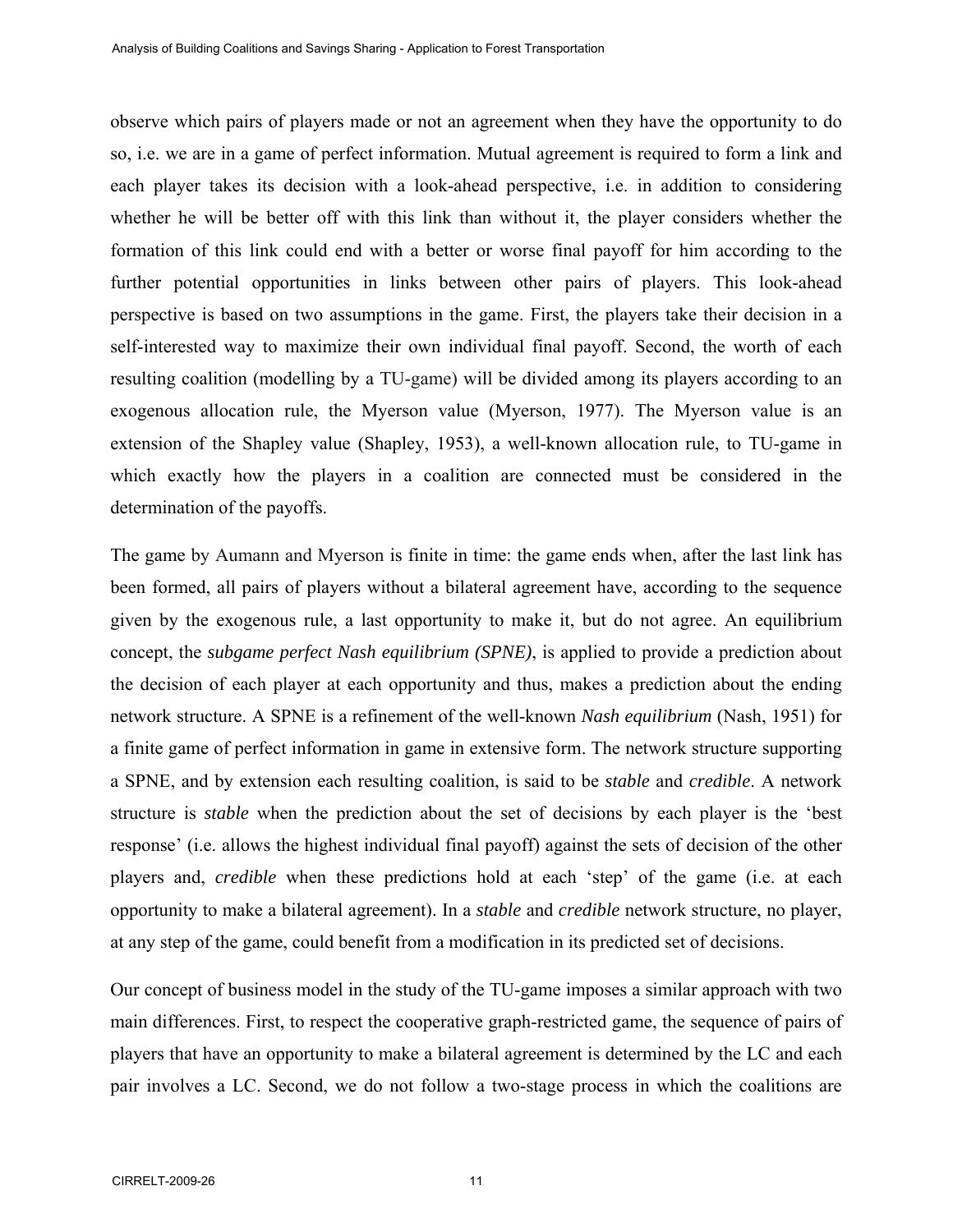observe which pairs of players made or not an agreement when they have the opportunity to do so, i.e. we are in a game of perfect information. Mutual agreement is required to form a link and each player takes its decision with a look-ahead perspective, i.e. in addition to considering whether he will be better off with this link than without it, the player considers whether the formation of this link could end with a better or worse final payoff for him according to the further potential opportunities in links between other pairs of players. This look-ahead perspective is based on two assumptions in the game. First, the players take their decision in a self-interested way to maximize their own individual final payoff. Second, the worth of each resulting coalition (modelling by a TU-game) will be divided among its players according to an exogenous allocation rule, the Myerson value (Myerson, 1977). The Myerson value is an extension of the Shapley value (Shapley, 1953), a well-known allocation rule, to TU-game in which exactly how the players in a coalition are connected must be considered in the determination of the payoffs.

The game by Aumann and Myerson is finite in time: the game ends when, after the last link has been formed, all pairs of players without a bilateral agreement have, according to the sequence given by the exogenous rule, a last opportunity to make it, but do not agree. An equilibrium concept, the *subgame perfect Nash equilibrium (SPNE)*, is applied to provide a prediction about the decision of each player at each opportunity and thus, makes a prediction about the ending network structure. A SPNE is a refinement of the well-known *Nash equilibrium* (Nash, 1951) for a finite game of perfect information in game in extensive form. The network structure supporting a SPNE, and by extension each resulting coalition, is said to be *stable* and *credible*. A network structure is *stable* when the prediction about the set of decisions by each player is the 'best response' (i.e. allows the highest individual final payoff) against the sets of decision of the other players and, *credible* when these predictions hold at each 'step' of the game (i.e. at each opportunity to make a bilateral agreement). In a *stable* and *credible* network structure, no player, at any step of the game, could benefit from a modification in its predicted set of decisions.

Our concept of business model in the study of the TU-game imposes a similar approach with two main differences. First, to respect the cooperative graph-restricted game, the sequence of pairs of players that have an opportunity to make a bilateral agreement is determined by the LC and each pair involves a LC. Second, we do not follow a two-stage process in which the coalitions are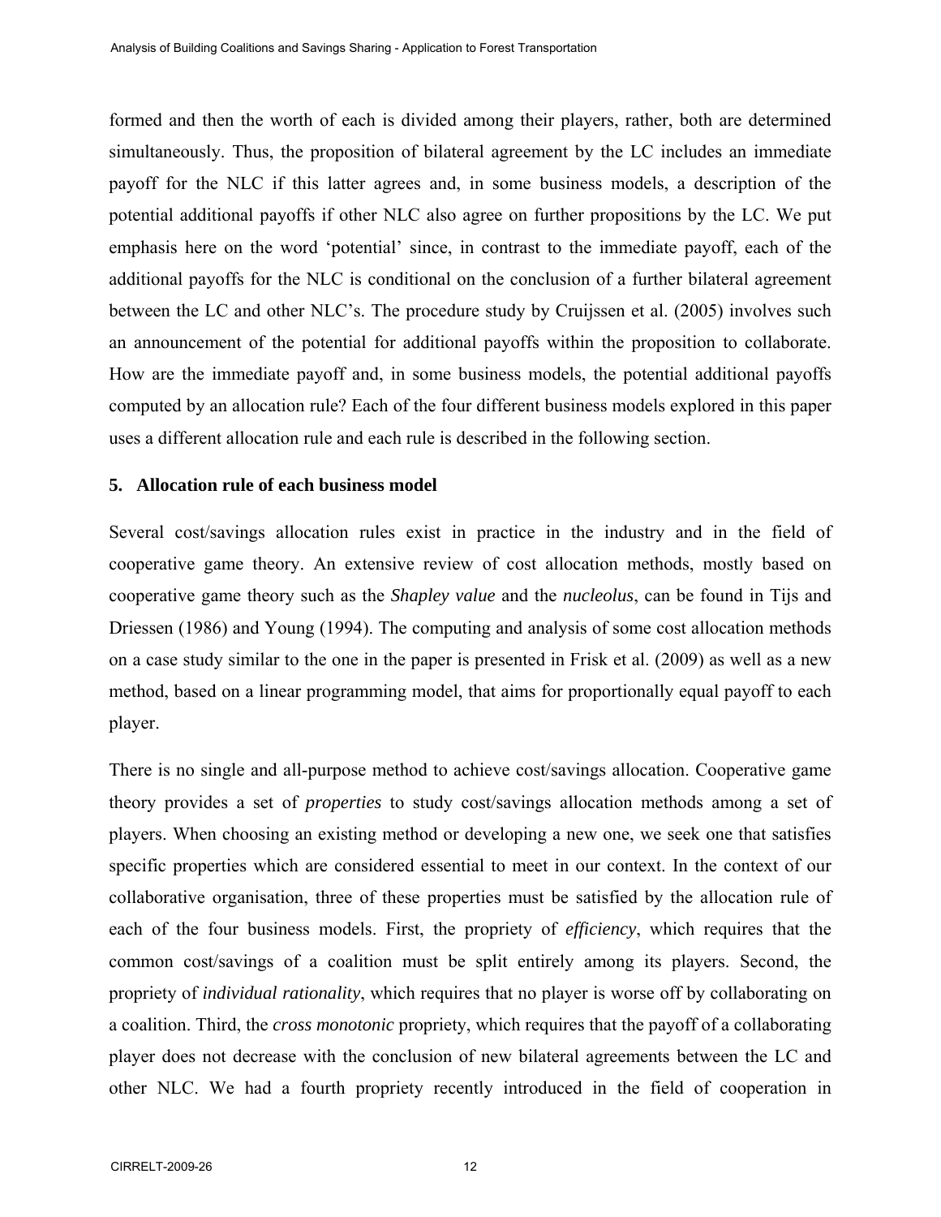formed and then the worth of each is divided among their players, rather, both are determined simultaneously. Thus, the proposition of bilateral agreement by the LC includes an immediate payoff for the NLC if this latter agrees and, in some business models, a description of the potential additional payoffs if other NLC also agree on further propositions by the LC. We put emphasis here on the word 'potential' since, in contrast to the immediate payoff, each of the additional payoffs for the NLC is conditional on the conclusion of a further bilateral agreement between the LC and other NLC's. The procedure study by Cruijssen et al. (2005) involves such an announcement of the potential for additional payoffs within the proposition to collaborate. How are the immediate payoff and, in some business models, the potential additional payoffs computed by an allocation rule? Each of the four different business models explored in this paper uses a different allocation rule and each rule is described in the following section.

## 5. Allocation rule of each business model

Several cost/savings allocation rules exist in practice in the industry and in the field of cooperative game theory. An extensive review of cost allocation methods, mostly based on cooperative game theory such as the *Shapley value* and the *nucleolus*, can be found in Tijs and Driessen (1986) and Young (1994). The computing and analysis of some cost allocation methods on a case study similar to the one in the paper is presented in Frisk et al. (2009) as well as a new method, based on a linear programming model, that aims for proportionally equal payoff to each player.

There is no single and all-purpose method to achieve cost/savings allocation. Cooperative game theory provides a set of *properties* to study cost/savings allocation methods among a set of players. When choosing an existing method or developing a new one, we seek one that satisfies specific properties which are considered essential to meet in our context. In the context of our collaborative organisation, three of these properties must be satisfied by the allocation rule of each of the four business models. First, the propriety of *efficiency*, which requires that the common cost/savings of a coalition must be split entirely among its players. Second, the propriety of *individual rationality*, which requires that no player is worse off by collaborating on a coalition. Third, the *cross monotonic* propriety, which requires that the payoff of a collaborating player does not decrease with the conclusion of new bilateral agreements between the LC and other NLC. We had a fourth propriety recently introduced in the field of cooperation in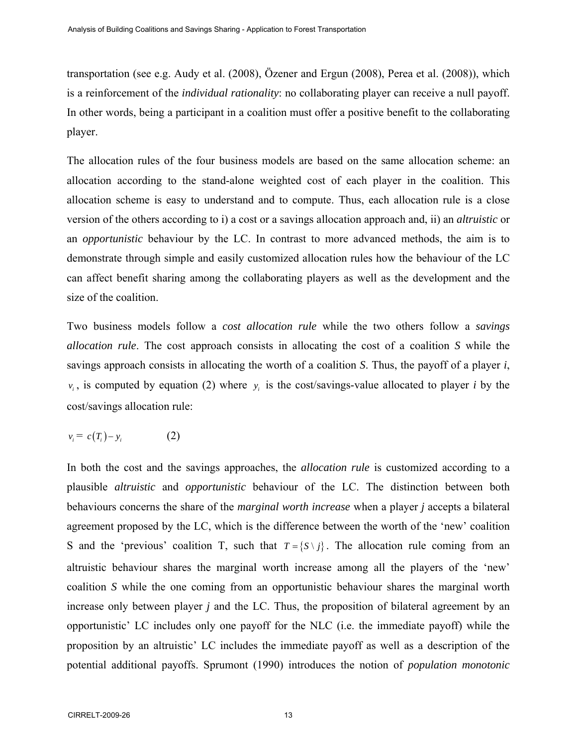transportation (see e.g. Audy et al. (2008), Özener and Ergun (2008), Perea et al. (2008)), which is a reinforcement of the *individual rationality*: no collaborating player can receive a null payoff. In other words, being a participant in a coalition must offer a positive benefit to the collaborating player.

The allocation rules of the four business models are based on the same allocation scheme: an allocation according to the stand-alone weighted cost of each player in the coalition. This allocation scheme is easy to understand and to compute. Thus, each allocation rule is a close version of the others according to i) a cost or a savings allocation approach and, ii) an *altruistic* or an *opportunistic* behaviour by the LC. In contrast to more advanced methods, the aim is to demonstrate through simple and easily customized allocation rules how the behaviour of the LC can affect benefit sharing among the collaborating players as well as the development and the size of the coalition.

Two business models follow a *cost allocation rule* while the two others follow a *savings allocation rule*. The cost approach consists in allocating the cost of a coalition *S* while the savings approach consists in allocating the worth of a coalition *S*. Thus, the payoff of a player *i*, $v_i$, is computed by equation (2) where $y_i$ is the cost/savings-value allocated to player *i* by the cost/savings allocation rule:

$$v_i = c(T_i) - y_i \qquad (2)$$

In both the cost and the savings approaches, the *allocation rule* is customized according to a plausible *altruistic* and *opportunistic* behaviour of the LC. The distinction between both behaviours concerns the share of the *marginal worth increase* when a player *j* accepts a bilateral agreement proposed by the LC, which is the difference between the worth of the 'new' coalition S and the 'previous' coalition T, such that $T = \{S \setminus j\}$. The allocation rule coming from an altruistic behaviour shares the marginal worth increase among all the players of the 'new' coalition *S* while the one coming from an opportunistic behaviour shares the marginal worth increase only between player *j* and the LC. Thus, the proposition of bilateral agreement by an opportunistic' LC includes only one payoff for the NLC (i.e. the immediate payoff) while the proposition by an altruistic' LC includes the immediate payoff as well as a description of the potential additional payoffs. Sprumont (1990) introduces the notion of *population monotonic*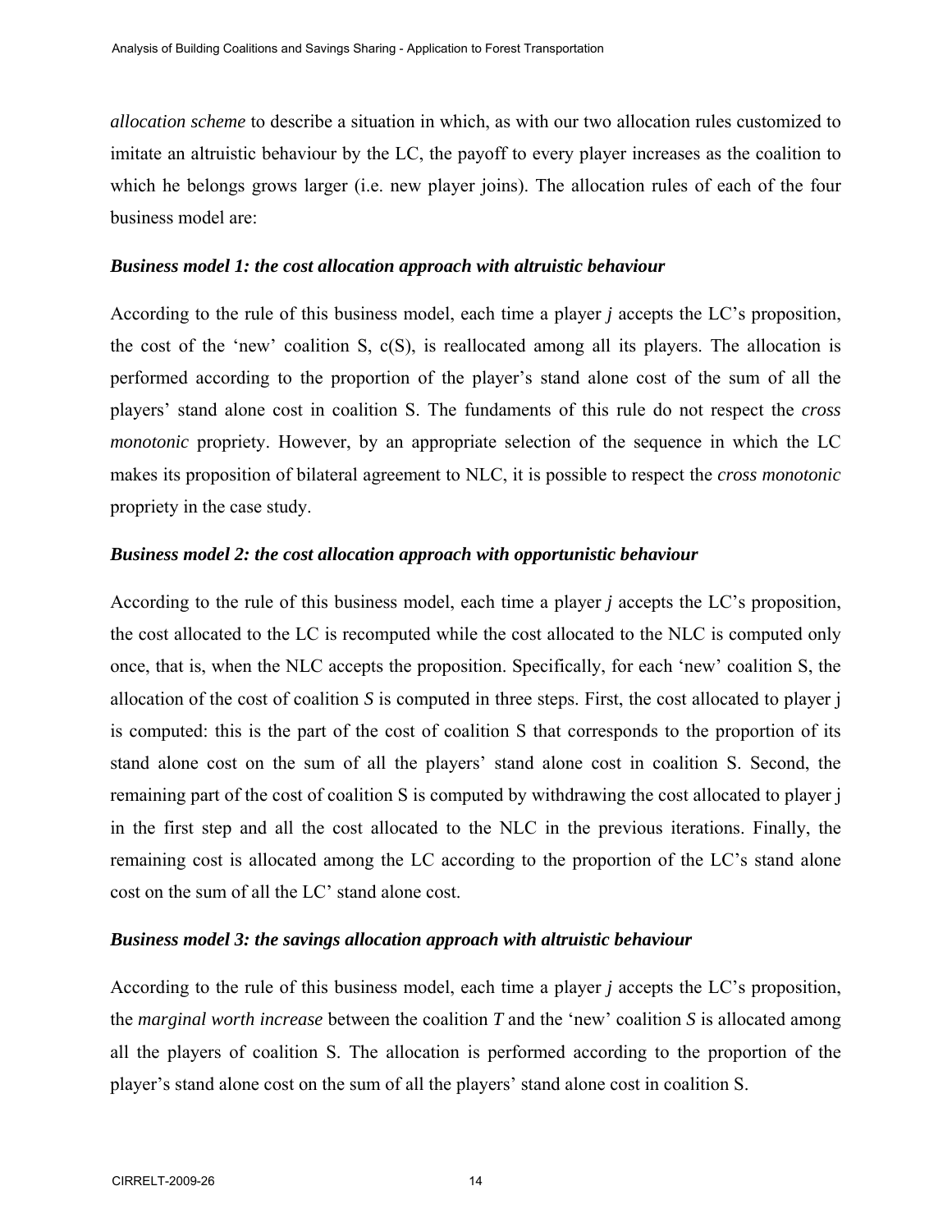*allocation scheme* to describe a situation in which, as with our two allocation rules customized to imitate an altruistic behaviour by the LC, the payoff to every player increases as the coalition to which he belongs grows larger (i.e. new player joins). The allocation rules of each of the four business model are:

### *Business model 1: the cost allocation approach with altruistic behaviour*

According to the rule of this business model, each time a player *j* accepts the LC's proposition, the cost of the 'new' coalition S, c(S), is reallocated among all its players. The allocation is performed according to the proportion of the player's stand alone cost of the sum of all the players' stand alone cost in coalition S. The fundaments of this rule do not respect the *cross monotonic* propriety. However, by an appropriate selection of the sequence in which the LC makes its proposition of bilateral agreement to NLC, it is possible to respect the *cross monotonic* propriety in the case study.

### *Business model 2: the cost allocation approach with opportunistic behaviour*

According to the rule of this business model, each time a player *j* accepts the LC's proposition, the cost allocated to the LC is recomputed while the cost allocated to the NLC is computed only once, that is, when the NLC accepts the proposition. Specifically, for each 'new' coalition S, the allocation of the cost of coalition *S* is computed in three steps. First, the cost allocated to player j is computed: this is the part of the cost of coalition S that corresponds to the proportion of its stand alone cost on the sum of all the players' stand alone cost in coalition S. Second, the remaining part of the cost of coalition S is computed by withdrawing the cost allocated to player j in the first step and all the cost allocated to the NLC in the previous iterations. Finally, the remaining cost is allocated among the LC according to the proportion of the LC's stand alone cost on the sum of all the LC' stand alone cost.

### *Business model 3: the savings allocation approach with altruistic behaviour*

According to the rule of this business model, each time a player *j* accepts the LC's proposition, the *marginal worth increase* between the coalition *T* and the 'new' coalition *S* is allocated among all the players of coalition S. The allocation is performed according to the proportion of the player's stand alone cost on the sum of all the players' stand alone cost in coalition S.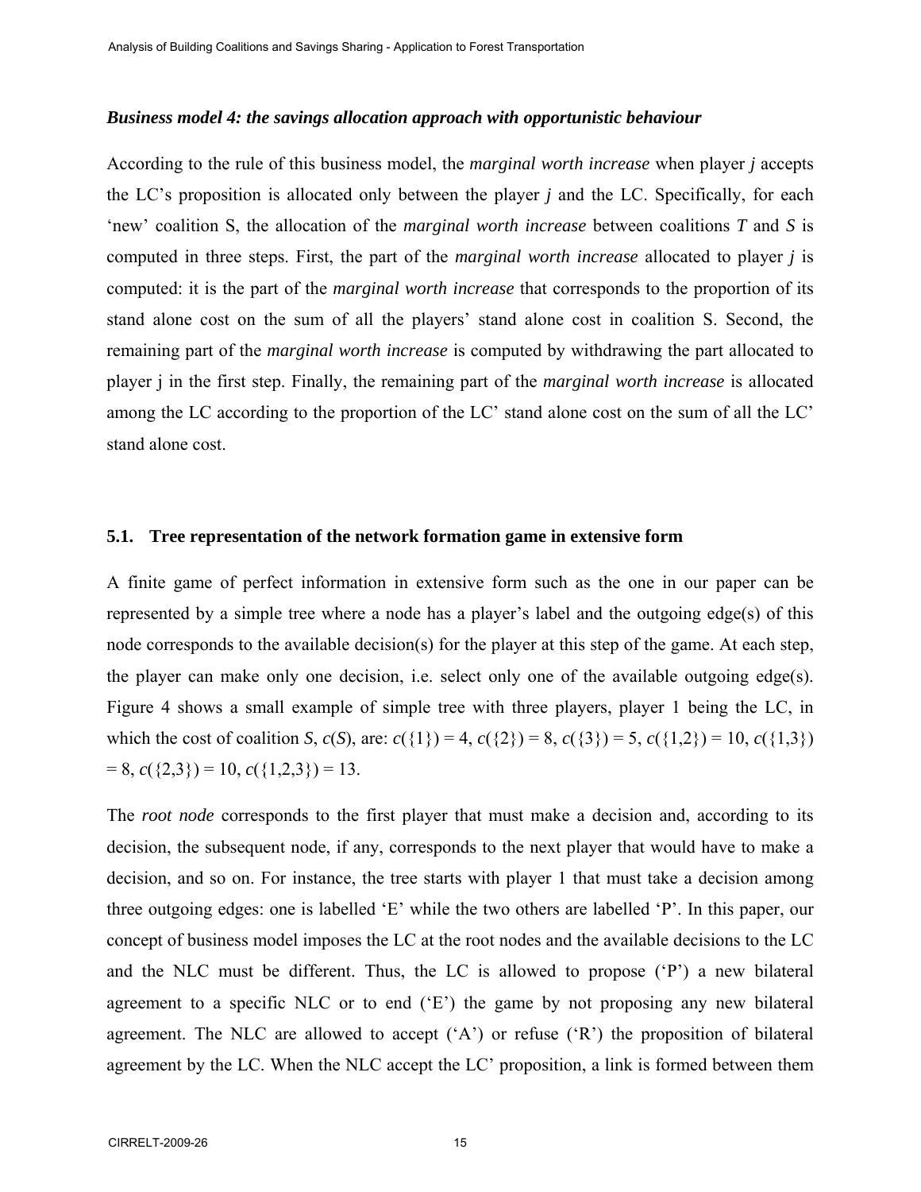### *Business model 4: the savings allocation approach with opportunistic behaviour*

According to the rule of this business model, the *marginal worth increase* when player *j* accepts the LC's proposition is allocated only between the player *j* and the LC. Specifically, for each 'new' coalition S, the allocation of the *marginal worth increase* between coalitions *T* and *S* is computed in three steps. First, the part of the *marginal worth increase* allocated to player *j* is computed: it is the part of the *marginal worth increase* that corresponds to the proportion of its stand alone cost on the sum of all the players' stand alone cost in coalition S. Second, the remaining part of the *marginal worth increase* is computed by withdrawing the part allocated to player j in the first step. Finally, the remaining part of the *marginal worth increase* is allocated among the LC according to the proportion of the LC' stand alone cost on the sum of all the LC' stand alone cost.

## 5.1. Tree representation of the network formation game in extensive form

A finite game of perfect information in extensive form such as the one in our paper can be represented by a simple tree where a node has a player's label and the outgoing edge(s) of this node corresponds to the available decision(s) for the player at this step of the game. At each step, the player can make only one decision, i.e. select only one of the available outgoing edge(s). Figure 4 shows a small example of simple tree with three players, player 1 being the LC, in which the cost of coalition *S*, $c(S)$, are: $c(\{1\}) = 4$, $c(\{2\}) = 8$, $c(\{3\}) = 5$, $c(\{1,2\}) = 10$, $c(\{1,3\}) = 8$, $c(\{2,3\}) = 10$, $c(\{1,2,3\}) = 13$.

The *root node* corresponds to the first player that must make a decision and, according to its decision, the subsequent node, if any, corresponds to the next player that would have to make a decision, and so on. For instance, the tree starts with player 1 that must take a decision among three outgoing edges: one is labelled 'E' while the two others are labelled 'P'. In this paper, our concept of business model imposes the LC at the root nodes and the available decisions to the LC and the NLC must be different. Thus, the LC is allowed to propose ('P') a new bilateral agreement to a specific NLC or to end ('E') the game by not proposing any new bilateral agreement. The NLC are allowed to accept ('A') or refuse ('R') the proposition of bilateral agreement by the LC. When the NLC accept the LC' proposition, a link is formed between them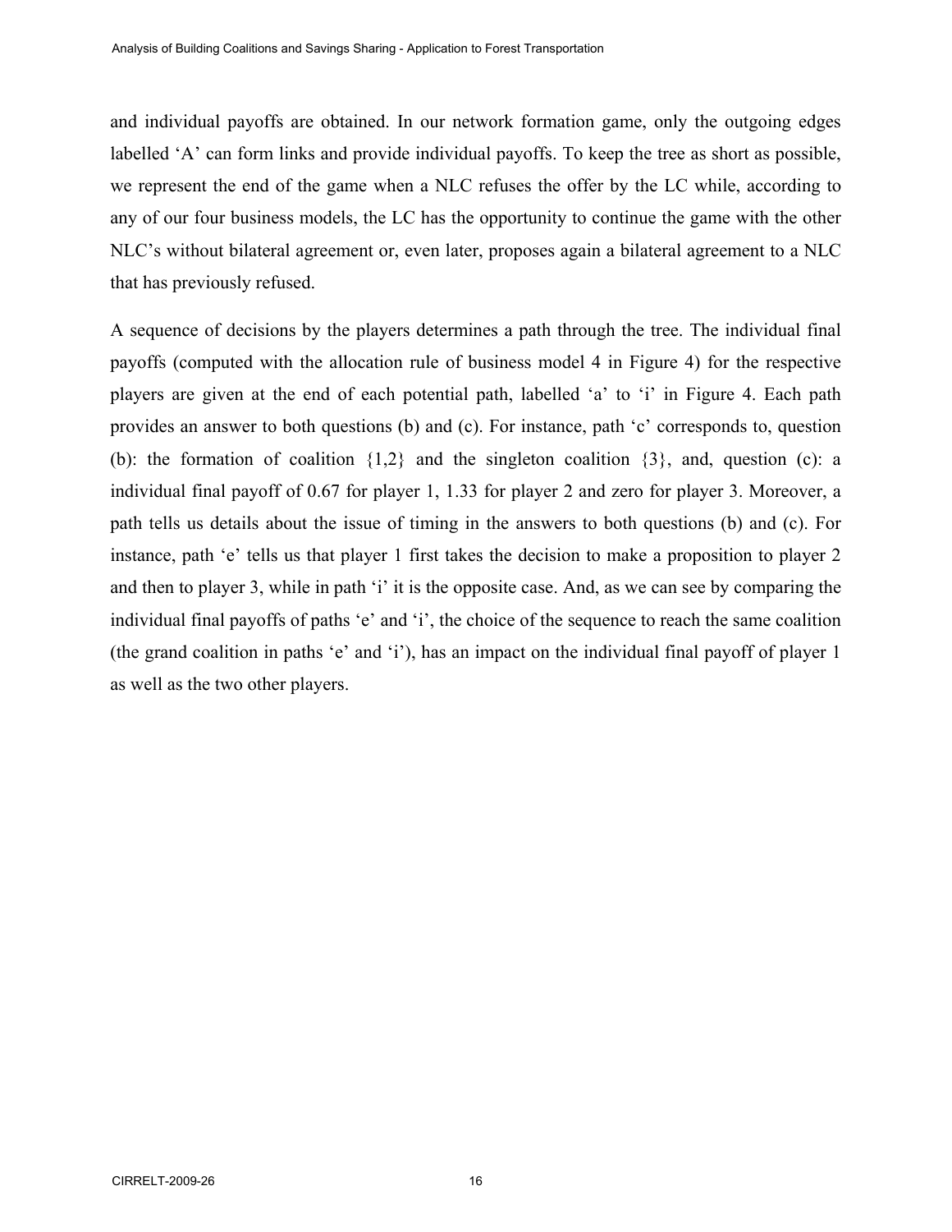and individual payoffs are obtained. In our network formation game, only the outgoing edges labelled 'A' can form links and provide individual payoffs. To keep the tree as short as possible, we represent the end of the game when a NLC refuses the offer by the LC while, according to any of our four business models, the LC has the opportunity to continue the game with the other NLC's without bilateral agreement or, even later, proposes again a bilateral agreement to a NLC that has previously refused.

A sequence of decisions by the players determines a path through the tree. The individual final payoffs (computed with the allocation rule of business model 4 in Figure 4) for the respective players are given at the end of each potential path, labelled 'a' to 'i' in Figure 4. Each path provides an answer to both questions (b) and (c). For instance, path 'c' corresponds to, question (b): the formation of coalition {1,2} and the singleton coalition {3}, and, question (c): a individual final payoff of 0.67 for player 1, 1.33 for player 2 and zero for player 3. Moreover, a path tells us details about the issue of timing in the answers to both questions (b) and (c). For instance, path 'e' tells us that player 1 first takes the decision to make a proposition to player 2 and then to player 3, while in path 'i' it is the opposite case. And, as we can see by comparing the individual final payoffs of paths 'e' and 'i', the choice of the sequence to reach the same coalition (the grand coalition in paths 'e' and 'i'), has an impact on the individual final payoff of player 1 as well as the two other players.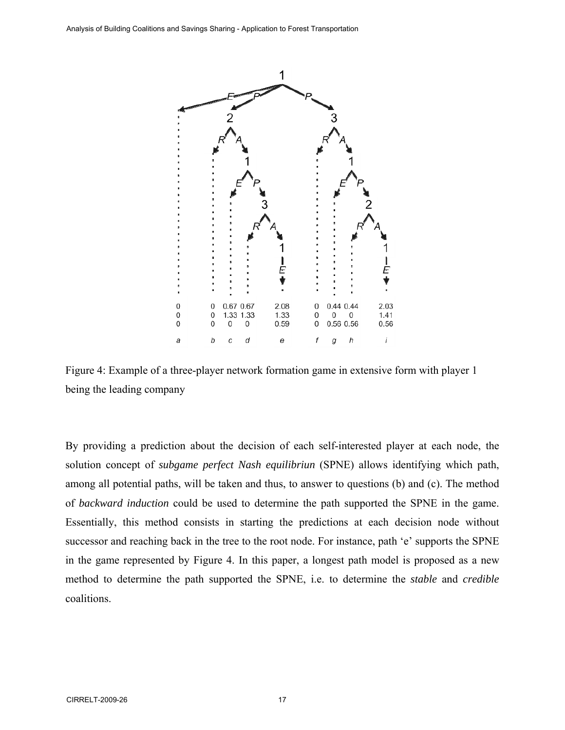Figure 4: Example of a three-player network formation game in extensive form with player 1 being the leading company

By providing a prediction about the decision of each self-interested player at each node, the solution concept of *subgame perfect Nash equilibriun* (SPNE) allows identifying which path, among all potential paths, will be taken and thus, to answer to questions (b) and (c). The method of *backward induction* could be used to determine the path supported the SPNE in the game. Essentially, this method consists in starting the predictions at each decision node without successor and reaching back in the tree to the root node. For instance, path 'e' supports the SPNE in the game represented by Figure 4. In this paper, a longest path model is proposed as a new method to determine the path supported the SPNE, i.e. to determine the *stable* and *credible* coalitions.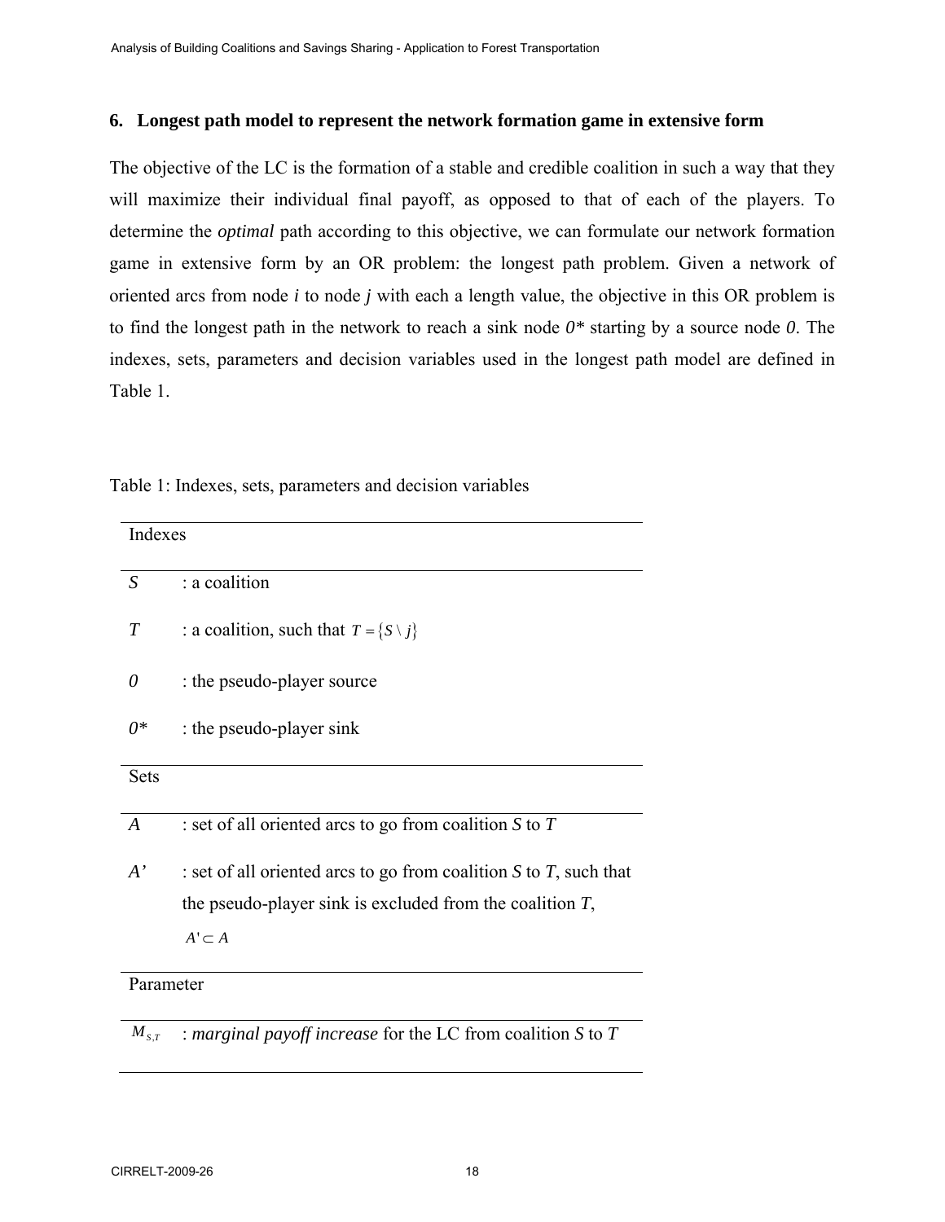## 6. Longest path model to represent the network formation game in extensive form

The objective of the LC is the formation of a stable and credible coalition in such a way that they will maximize their individual final payoff, as opposed to that of each of the players. To determine the *optimal* path according to this objective, we can formulate our network formation game in extensive form by an OR problem: the longest path problem. Given a network of oriented arcs from node *i* to node *j* with each a length value, the objective in this OR problem is to find the longest path in the network to reach a sink node *0\** starting by a source node *0*. The indexes, sets, parameters and decision variables used in the longest path model are defined in Table 1.

Table 1: Indexes, sets, parameters and decision variables

| Indexes | |
|---|---|
| $S$ | : a coalition |
| $T$ | : a coalition, such that $T = \{S \setminus j\}$ |
| *0* | : the pseudo-player source |
| *0\** | : the pseudo-player sink |
| **Sets** | |
| $A$ | : set of all oriented arcs to go from coalition *S* to *T* |
| $A'$ | : set of all oriented arcs to go from coalition *S* to *T*, such that the pseudo-player sink is excluded from the coalition *T*, $A' \subset A$ |
| **Parameter** | |
| $M_{S,T}$ | : *marginal payoff increase* for the LC from coalition *S* to *T* |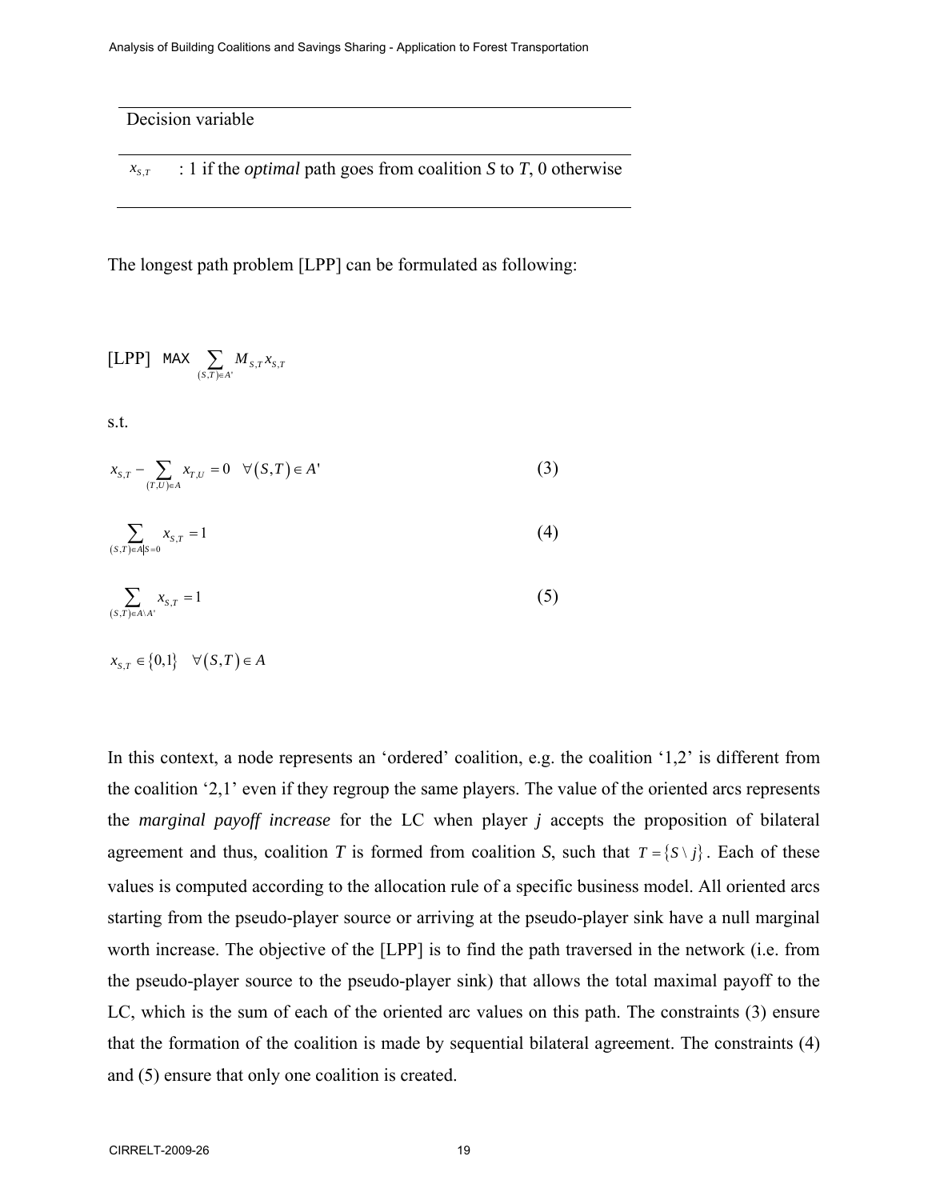| Decision variable |
|---|
| $x_{S,T}$ : 1 if the *optimal* path goes from coalition *S* to *T*, 0 otherwise |

The longest path problem [LPP] can be formulated as following:

$$\text{[LPP]} \quad \text{MAX} \sum_{(S,T)\in A'} M_{S,T} x_{S,T}$$

s.t.

$$x_{S,T} - \sum_{(T,U)\in A} x_{T,U} = 0 \quad \forall (S,T) \in A' \tag{3}$$

$$\sum_{(S,T)\in A|S=0} x_{S,T} = 1 \tag{4}$$

$$\sum_{(S,T)\in A\setminus A'} x_{S,T} = 1 \tag{5}$$

$$x_{S,T} \in \{0,1\} \quad \forall (S,T) \in A$$

In this context, a node represents an 'ordered' coalition, e.g. the coalition '1,2' is different from the coalition '2,1' even if they regroup the same players. The value of the oriented arcs represents the *marginal payoff increase* for the LC when player *j* accepts the proposition of bilateral agreement and thus, coalition *T* is formed from coalition *S*, such that $T = \{S \setminus j\}$. Each of these values is computed according to the allocation rule of a specific business model. All oriented arcs starting from the pseudo-player source or arriving at the pseudo-player sink have a null marginal worth increase. The objective of the [LPP] is to find the path traversed in the network (i.e. from the pseudo-player source to the pseudo-player sink) that allows the total maximal payoff to the LC, which is the sum of each of the oriented arc values on this path. The constraints (3) ensure that the formation of the coalition is made by sequential bilateral agreement. The constraints (4) and (5) ensure that only one coalition is created.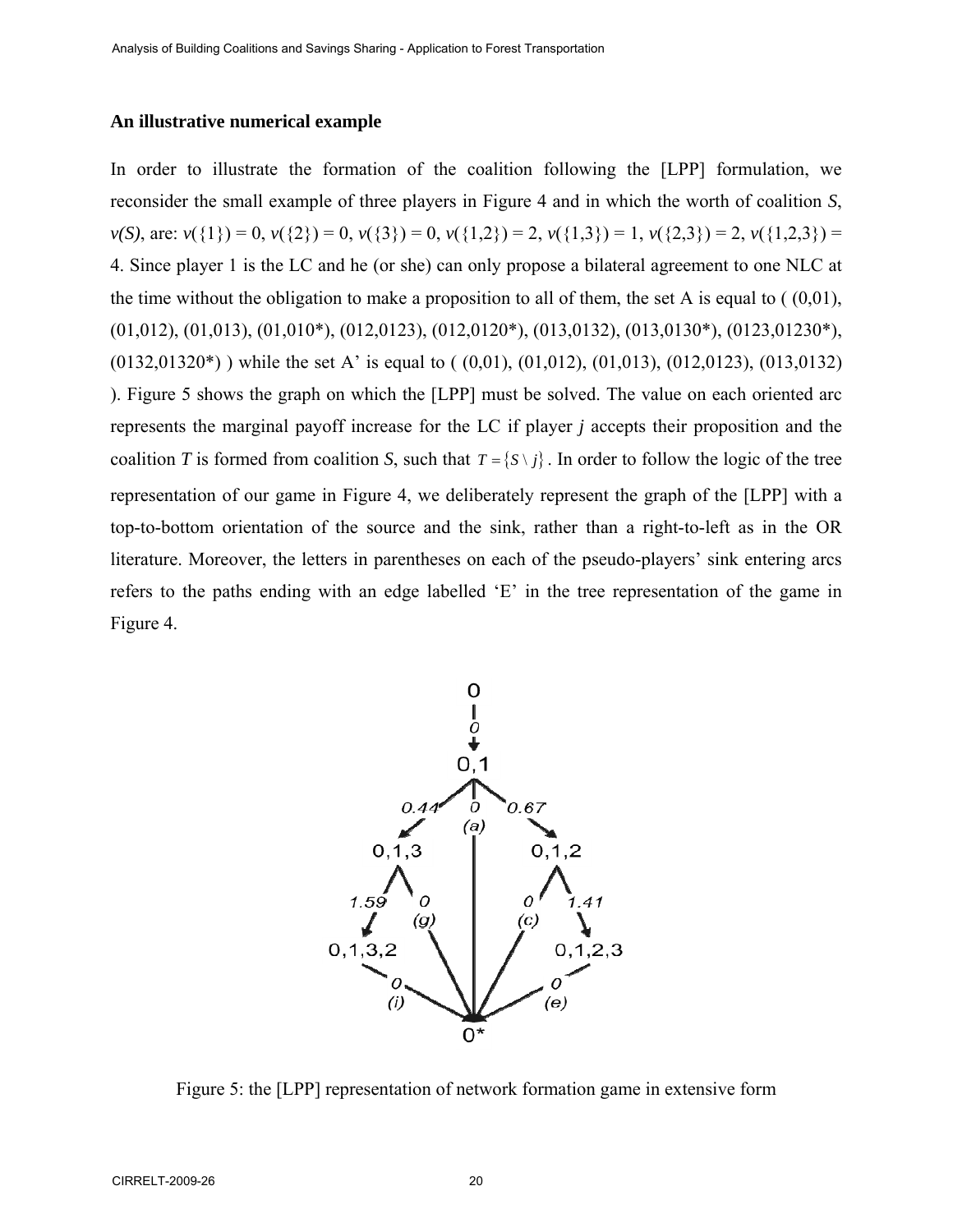### An illustrative numerical example

In order to illustrate the formation of the coalition following the [LPP] formulation, we reconsider the small example of three players in Figure 4 and in which the worth of coalition *S*, *v(S)*, are: $v(\{1\}) = 0$, $v(\{2\}) = 0$, $v(\{3\}) = 0$, $v(\{1,2\}) = 2$, $v(\{1,3\}) = 1$, $v(\{2,3\}) = 2$, $v(\{1,2,3\}) = 4$. Since player 1 is the LC and he (or she) can only propose a bilateral agreement to one NLC at the time without the obligation to make a proposition to all of them, the set A is equal to ( (0,01), (01,012), (01,013), (01,010*), (012,0123), (012,0120*), (013,0132), (013,0130*), (0123,01230*), (0132,01320*) ) while the set A' is equal to ( (0,01), (01,012), (01,013), (012,0123), (013,0132) ). Figure 5 shows the graph on which the [LPP] must be solved. The value on each oriented arc represents the marginal payoff increase for the LC if player *j* accepts their proposition and the coalition *T* is formed from coalition *S*, such that $T = \{S \setminus j\}$. In order to follow the logic of the tree representation of our game in Figure 4, we deliberately represent the graph of the [LPP] with a top-to-bottom orientation of the source and the sink, rather than a right-to-left as in the OR literature. Moreover, the letters in parentheses on each of the pseudo-players' sink entering arcs refers to the paths ending with an edge labelled 'E' in the tree representation of the game in Figure 4.

Figure 5: the [LPP] representation of network formation game in extensive form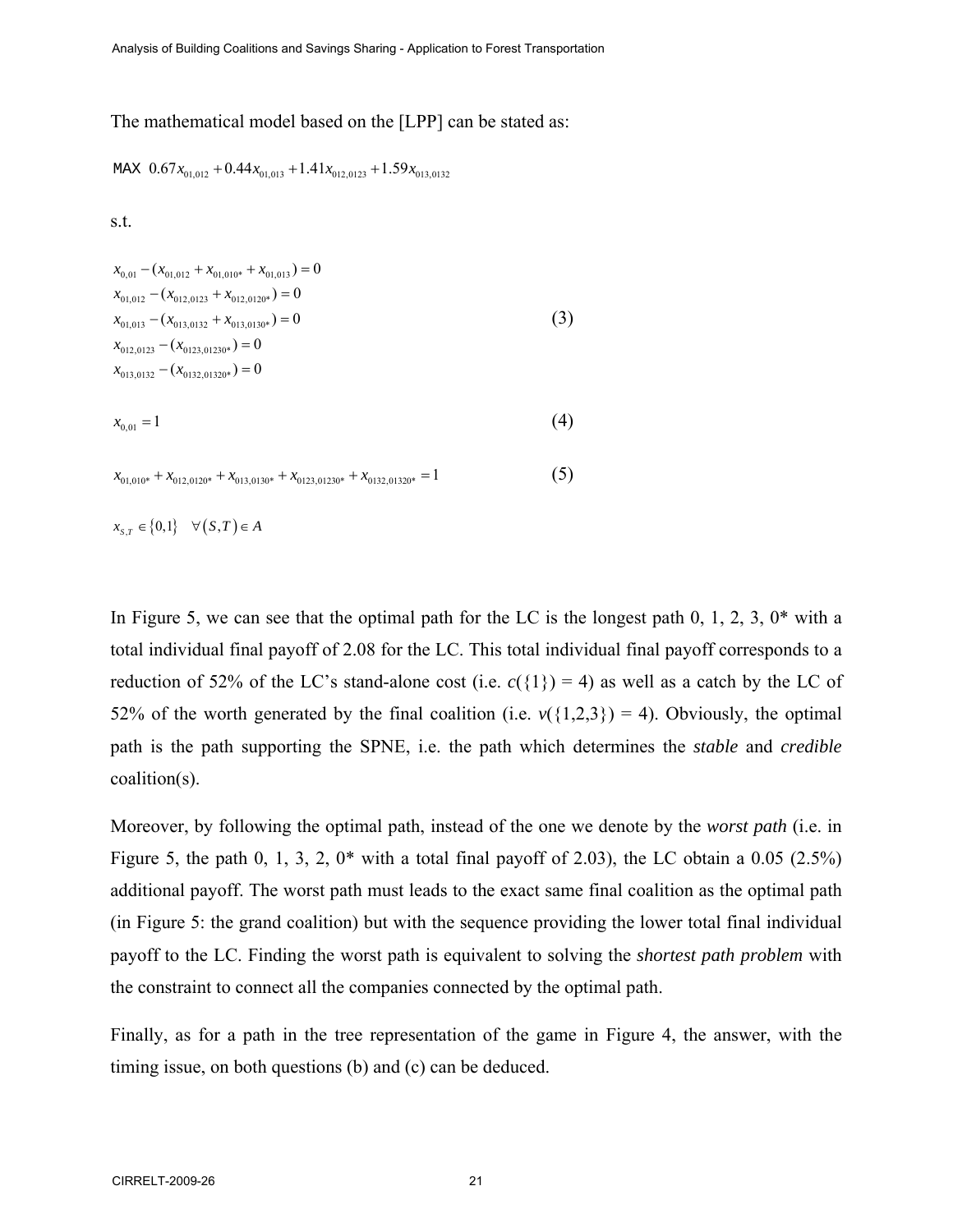The mathematical model based on the [LPP] can be stated as:

$$\text{MAX } 0.67x_{01,012} + 0.44x_{01,013} + 1.41x_{012,0123} + 1.59x_{013,0132}$$

s.t.

$$
\begin{aligned}
&x_{0,01} - (x_{01,012} + x_{01,010*} + x_{01,013}) = 0 \\
&x_{01,012} - (x_{012,0123} + x_{012,0120*}) = 0 \\
&x_{01,013} - (x_{013,0132} + x_{013,0130*}) = 0 \\
&x_{012,0123} - (x_{0123,01230*}) = 0 \\
&x_{013,0132} - (x_{0132,01320*}) = 0
\end{aligned}
\tag{3}
$$

$$x_{0,01} = 1 \tag{4}$$

$$x_{01,010*} + x_{012,0120*} + x_{013,0130*} + x_{0123,01230*} + x_{0132,01320*} = 1 \tag{5}$$

$$x_{S,T} \in \{0,1\} \quad \forall (S,T) \in A$$

In Figure 5, we can see that the optimal path for the LC is the longest path 0, 1, 2, 3, 0* with a total individual final payoff of 2.08 for the LC. This total individual final payoff corresponds to a reduction of 52% of the LC's stand-alone cost (i.e. $c(\{1\}) = 4$) as well as a catch by the LC of 52% of the worth generated by the final coalition (i.e. $v(\{1,2,3\}) = 4$). Obviously, the optimal path is the path supporting the SPNE, i.e. the path which determines the *stable* and *credible* coalition(s).

Moreover, by following the optimal path, instead of the one we denote by the *worst path* (i.e. in Figure 5, the path 0, 1, 3, 2, 0* with a total final payoff of 2.03), the LC obtain a 0.05 (2.5%) additional payoff. The worst path must leads to the exact same final coalition as the optimal path (in Figure 5: the grand coalition) but with the sequence providing the lower total final individual payoff to the LC. Finding the worst path is equivalent to solving the *shortest path problem* with the constraint to connect all the companies connected by the optimal path.

Finally, as for a path in the tree representation of the game in Figure 4, the answer, with the timing issue, on both questions (b) and (c) can be deduced.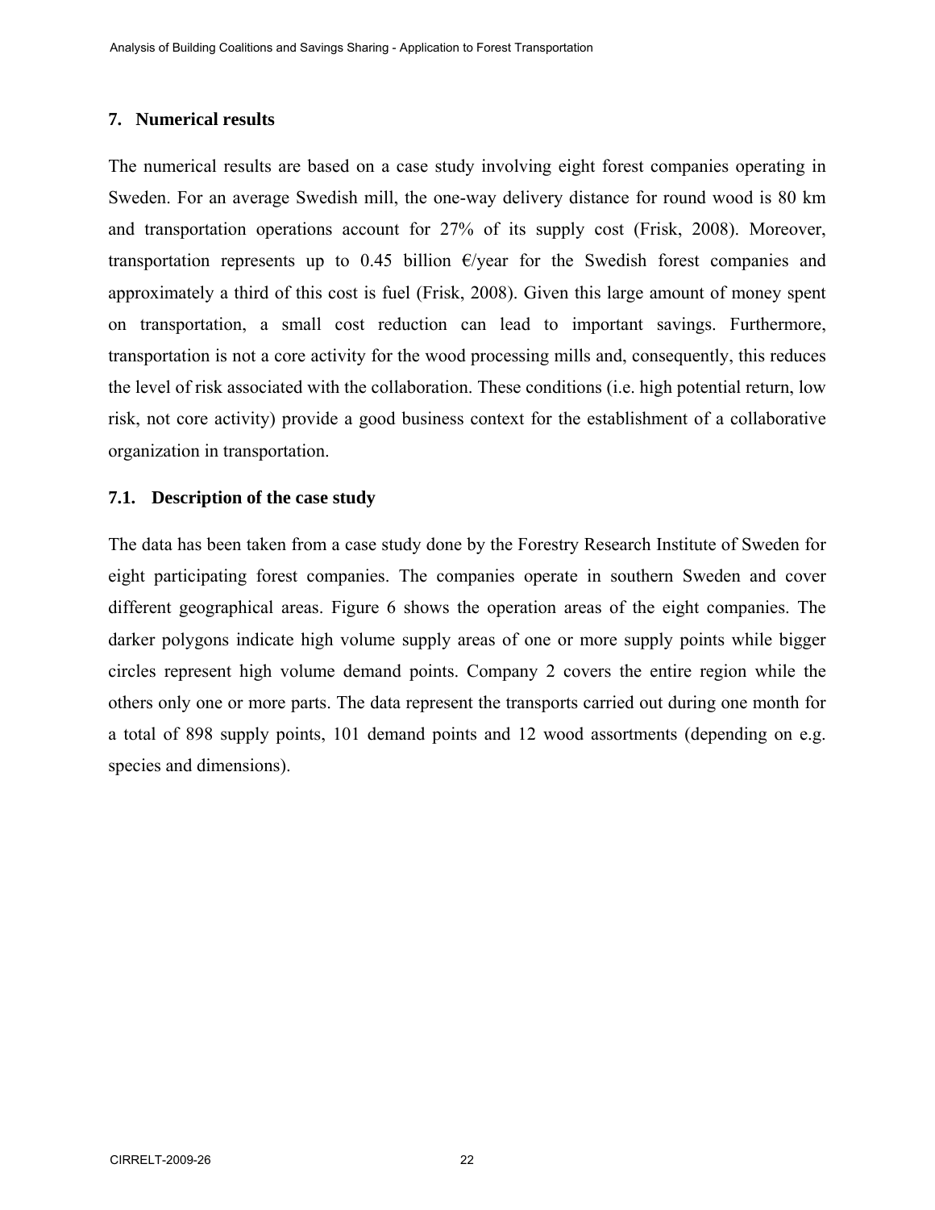## 7. Numerical results

The numerical results are based on a case study involving eight forest companies operating in Sweden. For an average Swedish mill, the one-way delivery distance for round wood is 80 km and transportation operations account for 27% of its supply cost (Frisk, 2008). Moreover, transportation represents up to 0.45 billion €/year for the Swedish forest companies and approximately a third of this cost is fuel (Frisk, 2008). Given this large amount of money spent on transportation, a small cost reduction can lead to important savings. Furthermore, transportation is not a core activity for the wood processing mills and, consequently, this reduces the level of risk associated with the collaboration. These conditions (i.e. high potential return, low risk, not core activity) provide a good business context for the establishment of a collaborative organization in transportation.

### 7.1. Description of the case study

The data has been taken from a case study done by the Forestry Research Institute of Sweden for eight participating forest companies. The companies operate in southern Sweden and cover different geographical areas. Figure 6 shows the operation areas of the eight companies. The darker polygons indicate high volume supply areas of one or more supply points while bigger circles represent high volume demand points. Company 2 covers the entire region while the others only one or more parts. The data represent the transports carried out during one month for a total of 898 supply points, 101 demand points and 12 wood assortments (depending on e.g. species and dimensions).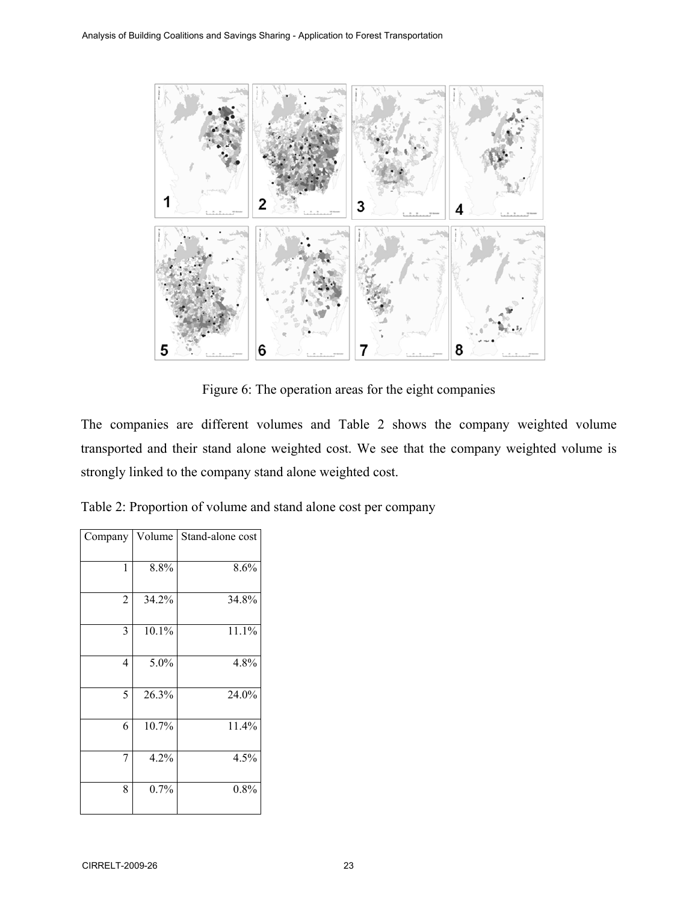Figure 6: The operation areas for the eight companies

The companies are different volumes and Table 2 shows the company weighted volume transported and their stand alone weighted cost. We see that the company weighted volume is strongly linked to the company stand alone weighted cost.

Table 2: Proportion of volume and stand alone cost per company

| Company | Volume | Stand-alone cost |
|---|---|---|
| 1 | 8.8% | 8.6% |
| 2 | 34.2% | 34.8% |
| 3 | 10.1% | 11.1% |
| 4 | 5.0% | 4.8% |
| 5 | 26.3% | 24.0% |
| 6 | 10.7% | 11.4% |
| 7 | 4.2% | 4.5% |
| 8 | 0.7% | 0.8% |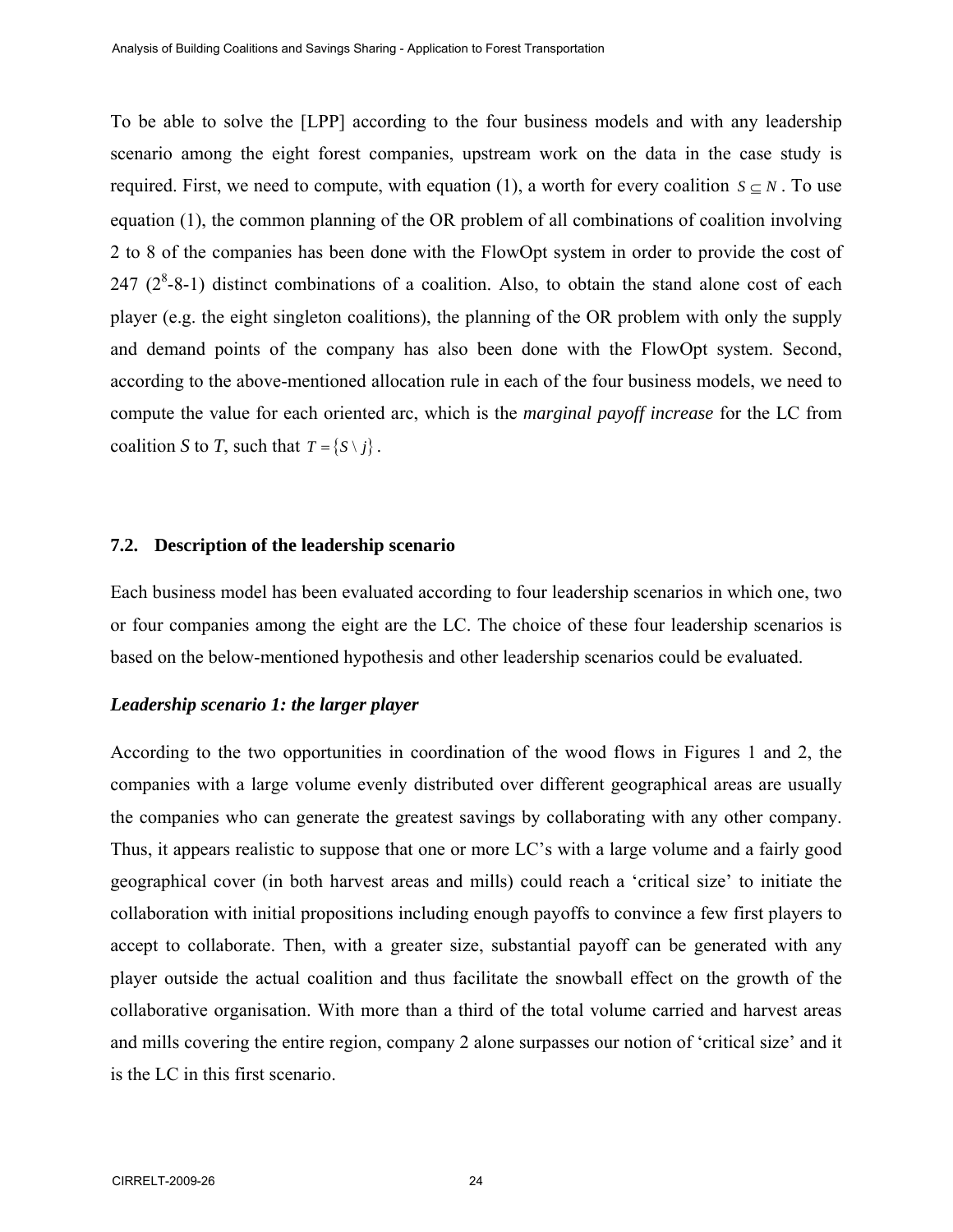To be able to solve the [LPP] according to the four business models and with any leadership scenario among the eight forest companies, upstream work on the data in the case study is required. First, we need to compute, with equation (1), a worth for every coalition $S \subseteq N$. To use equation (1), the common planning of the OR problem of all combinations of coalition involving 2 to 8 of the companies has been done with the FlowOpt system in order to provide the cost of 247 ($2^8$-8-1) distinct combinations of a coalition. Also, to obtain the stand alone cost of each player (e.g. the eight singleton coalitions), the planning of the OR problem with only the supply and demand points of the company has also been done with the FlowOpt system. Second, according to the above-mentioned allocation rule in each of the four business models, we need to compute the value for each oriented arc, which is the *marginal payoff increase* for the LC from coalition *S* to *T*, such that $T = \{S \setminus j\}$.

## 7.2. Description of the leadership scenario

Each business model has been evaluated according to four leadership scenarios in which one, two or four companies among the eight are the LC. The choice of these four leadership scenarios is based on the below-mentioned hypothesis and other leadership scenarios could be evaluated.

### *Leadership scenario 1: the larger player*

According to the two opportunities in coordination of the wood flows in Figures 1 and 2, the companies with a large volume evenly distributed over different geographical areas are usually the companies who can generate the greatest savings by collaborating with any other company. Thus, it appears realistic to suppose that one or more LC's with a large volume and a fairly good geographical cover (in both harvest areas and mills) could reach a 'critical size' to initiate the collaboration with initial propositions including enough payoffs to convince a few first players to accept to collaborate. Then, with a greater size, substantial payoff can be generated with any player outside the actual coalition and thus facilitate the snowball effect on the growth of the collaborative organisation. With more than a third of the total volume carried and harvest areas and mills covering the entire region, company 2 alone surpasses our notion of 'critical size' and it is the LC in this first scenario.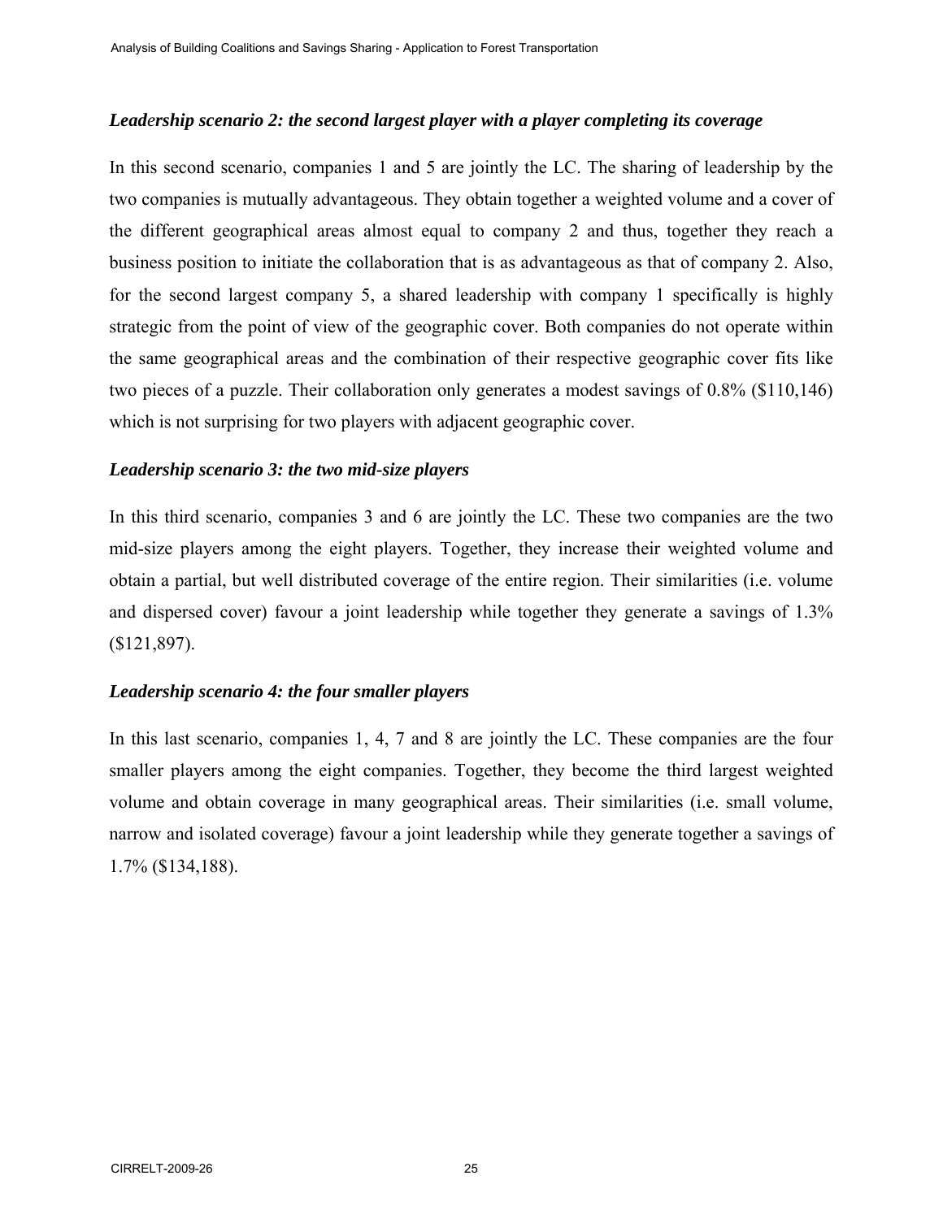***Leadership scenario 2: the second largest player with a player completing its coverage***

In this second scenario, companies 1 and 5 are jointly the LC. The sharing of leadership by the two companies is mutually advantageous. They obtain together a weighted volume and a cover of the different geographical areas almost equal to company 2 and thus, together they reach a business position to initiate the collaboration that is as advantageous as that of company 2. Also, for the second largest company 5, a shared leadership with company 1 specifically is highly strategic from the point of view of the geographic cover. Both companies do not operate within the same geographical areas and the combination of their respective geographic cover fits like two pieces of a puzzle. Their collaboration only generates a modest savings of 0.8% ($110,146) which is not surprising for two players with adjacent geographic cover.

***Leadership scenario 3: the two mid-size players***

In this third scenario, companies 3 and 6 are jointly the LC. These two companies are the two mid-size players among the eight players. Together, they increase their weighted volume and obtain a partial, but well distributed coverage of the entire region. Their similarities (i.e. volume and dispersed cover) favour a joint leadership while together they generate a savings of 1.3% ($121,897).

***Leadership scenario 4: the four smaller players***

In this last scenario, companies 1, 4, 7 and 8 are jointly the LC. These companies are the four smaller players among the eight companies. Together, they become the third largest weighted volume and obtain coverage in many geographical areas. Their similarities (i.e. small volume, narrow and isolated coverage) favour a joint leadership while they generate together a savings of 1.7% ($134,188).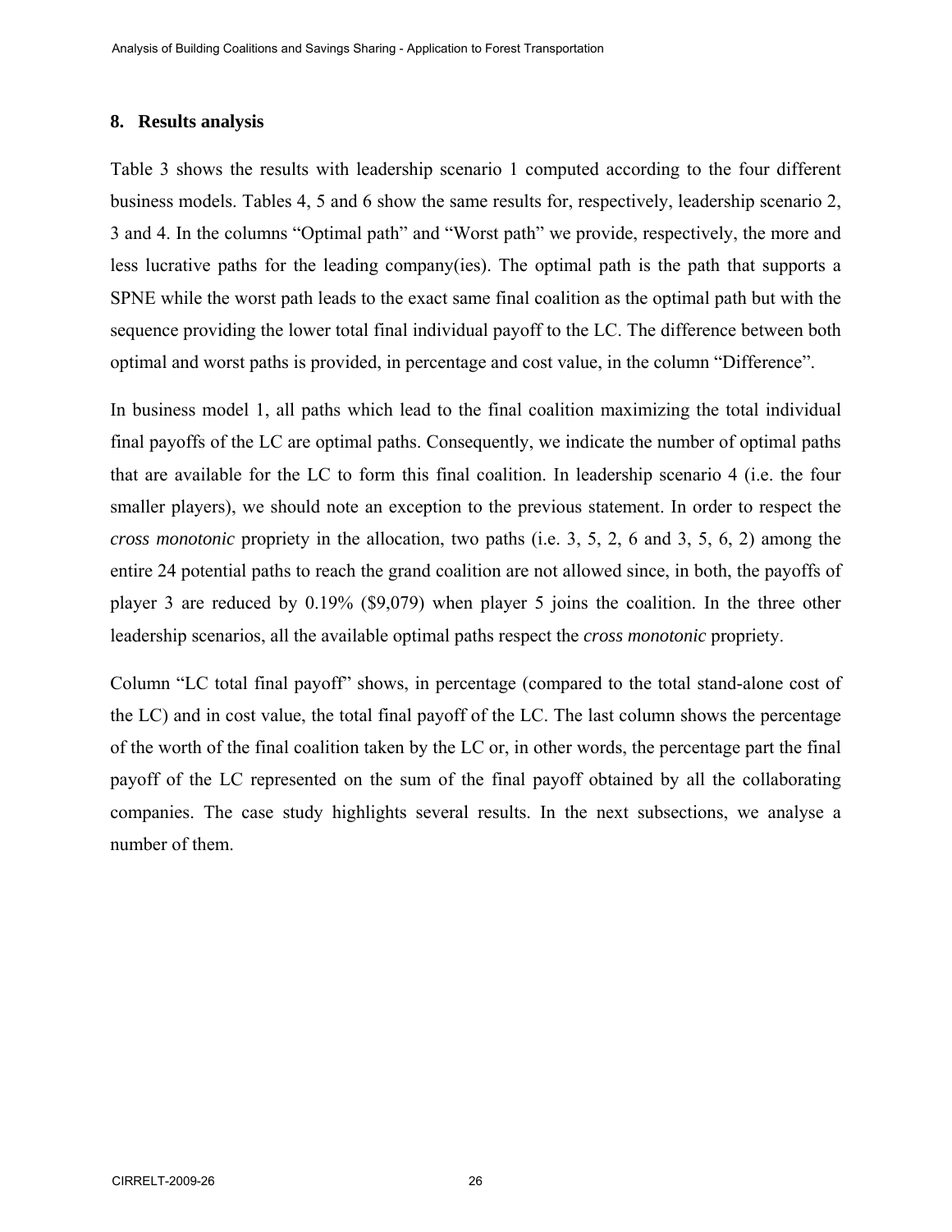## 8. Results analysis

Table 3 shows the results with leadership scenario 1 computed according to the four different business models. Tables 4, 5 and 6 show the same results for, respectively, leadership scenario 2, 3 and 4. In the columns "Optimal path" and "Worst path" we provide, respectively, the more and less lucrative paths for the leading company(ies). The optimal path is the path that supports a SPNE while the worst path leads to the exact same final coalition as the optimal path but with the sequence providing the lower total final individual payoff to the LC. The difference between both optimal and worst paths is provided, in percentage and cost value, in the column "Difference".

In business model 1, all paths which lead to the final coalition maximizing the total individual final payoffs of the LC are optimal paths. Consequently, we indicate the number of optimal paths that are available for the LC to form this final coalition. In leadership scenario 4 (i.e. the four smaller players), we should note an exception to the previous statement. In order to respect the *cross monotonic* propriety in the allocation, two paths (i.e. 3, 5, 2, 6 and 3, 5, 6, 2) among the entire 24 potential paths to reach the grand coalition are not allowed since, in both, the payoffs of player 3 are reduced by 0.19% ($9,079) when player 5 joins the coalition. In the three other leadership scenarios, all the available optimal paths respect the *cross monotonic* propriety.

Column "LC total final payoff" shows, in percentage (compared to the total stand-alone cost of the LC) and in cost value, the total final payoff of the LC. The last column shows the percentage of the worth of the final coalition taken by the LC or, in other words, the percentage part the final payoff of the LC represented on the sum of the final payoff obtained by all the collaborating companies. The case study highlights several results. In the next subsections, we analyse a number of them.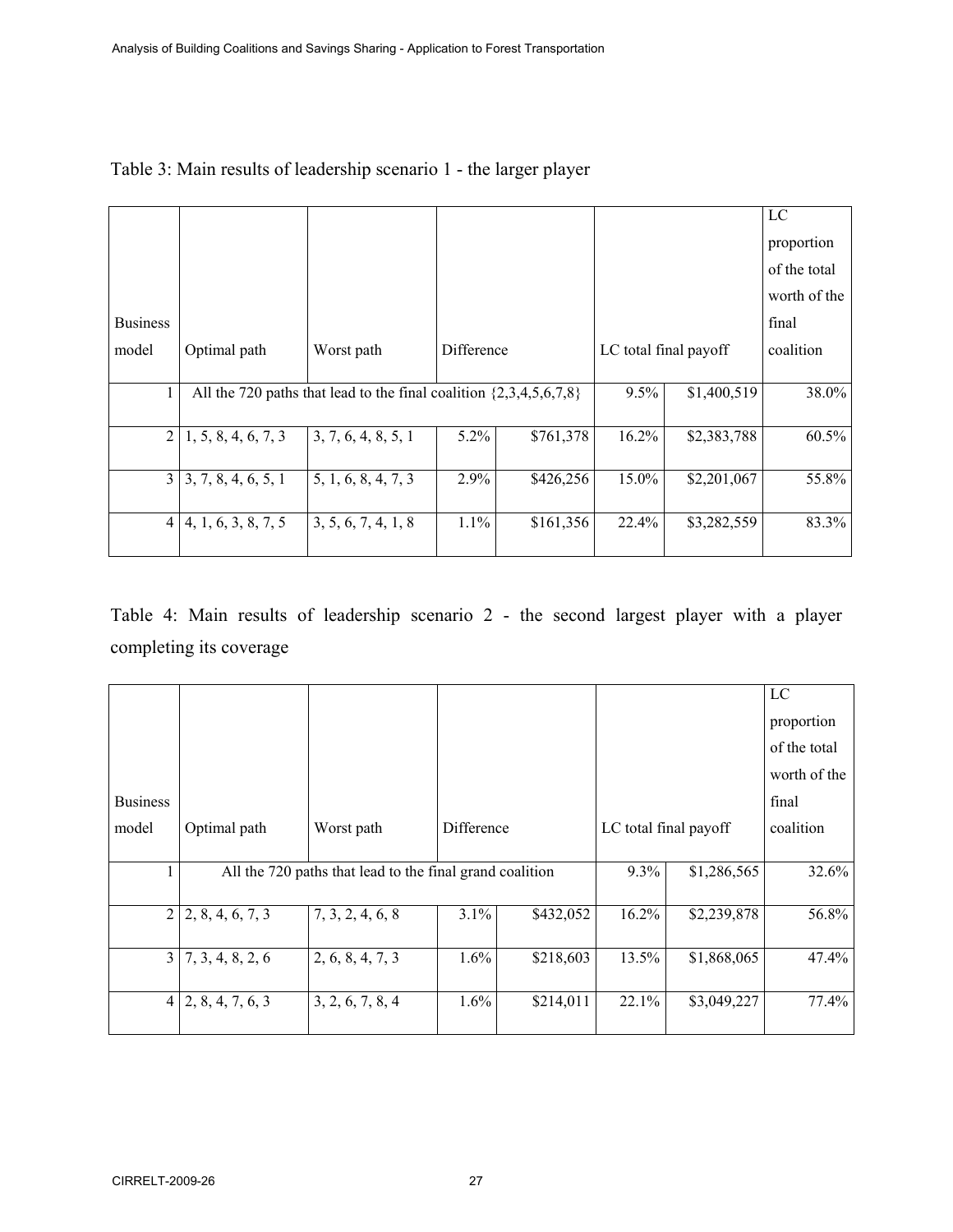Table 3: Main results of leadership scenario 1 - the larger player

| Business model | Optimal path | Worst path | Difference | | LC total final payoff | | LC proportion of the total worth of the final coalition |
|---|---|---|---|---|---|---|---|
| 1 | All the 720 paths that lead to the final coalition {2,3,4,5,6,7,8} | | | | 9.5% | $1,400,519 | 38.0% |
| 2 | 1, 5, 8, 4, 6, 7, 3 | 3, 7, 6, 4, 8, 5, 1 | 5.2% | $761,378 | 16.2% | $2,383,788 | 60.5% |
| 3 | 3, 7, 8, 4, 6, 5, 1 | 5, 1, 6, 8, 4, 7, 3 | 2.9% | $426,256 | 15.0% | $2,201,067 | 55.8% |
| 4 | 4, 1, 6, 3, 8, 7, 5 | 3, 5, 6, 7, 4, 1, 8 | 1.1% | $161,356 | 22.4% | $3,282,559 | 83.3% |

Table 4: Main results of leadership scenario 2 - the second largest player with a player completing its coverage

| Business model | Optimal path | Worst path | Difference | | LC total final payoff | | LC proportion of the total worth of the final coalition |
|---|---|---|---|---|---|---|---|
| 1 | All the 720 paths that lead to the final grand coalition | | | | 9.3% | $1,286,565 | 32.6% |
| 2 | 2, 8, 4, 6, 7, 3 | 7, 3, 2, 4, 6, 8 | 3.1% | $432,052 | 16.2% | $2,239,878 | 56.8% |
| 3 | 7, 3, 4, 8, 2, 6 | 2, 6, 8, 4, 7, 3 | 1.6% | $218,603 | 13.5% | $1,868,065 | 47.4% |
| 4 | 2, 8, 4, 7, 6, 3 | 3, 2, 6, 7, 8, 4 | 1.6% | $214,011 | 22.1% | $3,049,227 | 77.4% |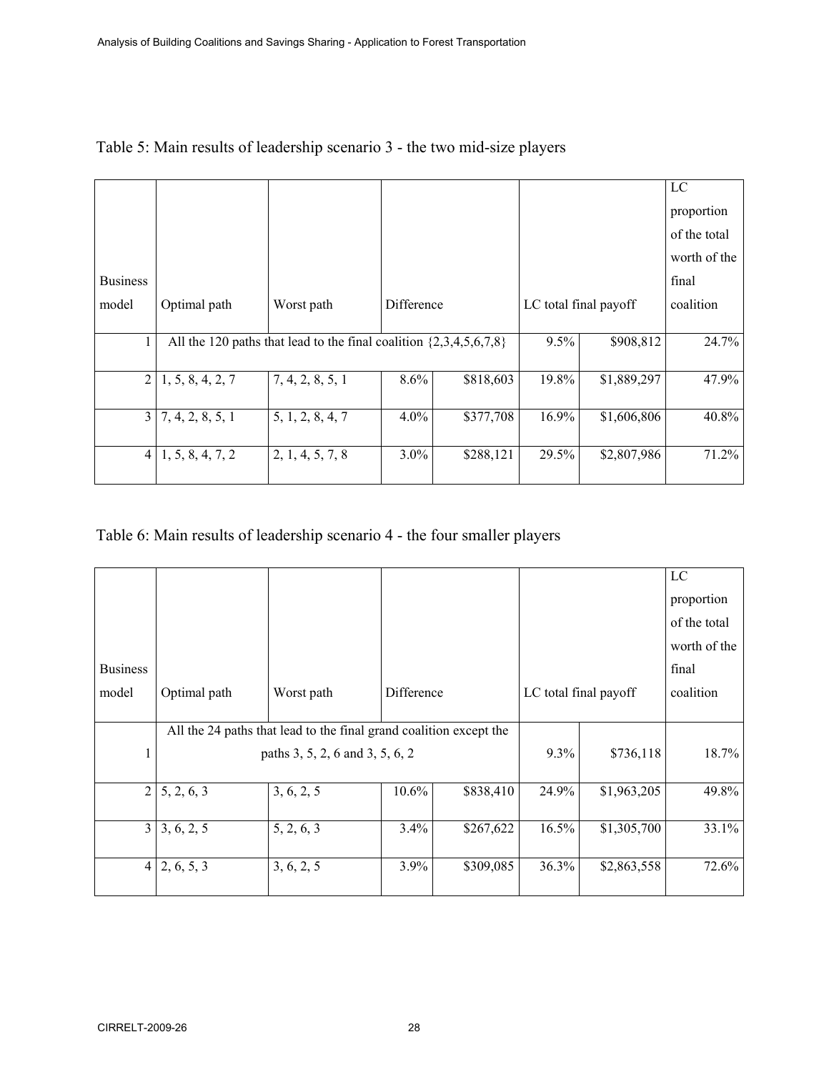Table 5: Main results of leadership scenario 3 - the two mid-size players

| Business model | Optimal path | Worst path | Difference | | LC total final payoff | | LC proportion of the total worth of the final coalition |
|---|---|---|---|---|---|---|---|
| 1 | All the 120 paths that lead to the final coalition {2,3,4,5,6,7,8} | | | | 9.5% | \$908,812 | 24.7% |
| 2 | 1, 5, 8, 4, 2, 7 | 7, 4, 2, 8, 5, 1 | 8.6% | \$818,603 | 19.8% | \$1,889,297 | 47.9% |
| 3 | 7, 4, 2, 8, 5, 1 | 5, 1, 2, 8, 4, 7 | 4.0% | \$377,708 | 16.9% | \$1,606,806 | 40.8% |
| 4 | 1, 5, 8, 4, 7, 2 | 2, 1, 4, 5, 7, 8 | 3.0% | \$288,121 | 29.5% | \$2,807,986 | 71.2% |

Table 6: Main results of leadership scenario 4 - the four smaller players

| Business model | Optimal path | Worst path | Difference | | LC total final payoff | | LC proportion of the total worth of the final coalition |
|---|---|---|---|---|---|---|---|
| 1 | All the 24 paths that lead to the final grand coalition except the paths 3, 5, 2, 6 and 3, 5, 6, 2 | | | | 9.3% | \$736,118 | 18.7% |
| 2 | 5, 2, 6, 3 | 3, 6, 2, 5 | 10.6% | \$838,410 | 24.9% | \$1,963,205 | 49.8% |
| 3 | 3, 6, 2, 5 | 5, 2, 6, 3 | 3.4% | \$267,622 | 16.5% | \$1,305,700 | 33.1% |
| 4 | 2, 6, 5, 3 | 3, 6, 2, 5 | 3.9% | \$309,085 | 36.3% | \$2,863,558 | 72.6% |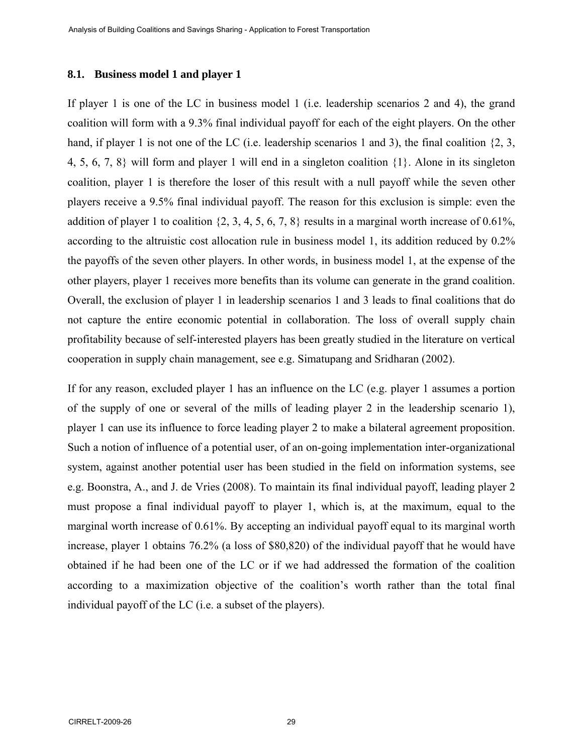### 8.1. Business model 1 and player 1

If player 1 is one of the LC in business model 1 (i.e. leadership scenarios 2 and 4), the grand coalition will form with a 9.3% final individual payoff for each of the eight players. On the other hand, if player 1 is not one of the LC (i.e. leadership scenarios 1 and 3), the final coalition {2, 3, 4, 5, 6, 7, 8} will form and player 1 will end in a singleton coalition {1}. Alone in its singleton coalition, player 1 is therefore the loser of this result with a null payoff while the seven other players receive a 9.5% final individual payoff. The reason for this exclusion is simple: even the addition of player 1 to coalition {2, 3, 4, 5, 6, 7, 8} results in a marginal worth increase of 0.61%, according to the altruistic cost allocation rule in business model 1, its addition reduced by 0.2% the payoffs of the seven other players. In other words, in business model 1, at the expense of the other players, player 1 receives more benefits than its volume can generate in the grand coalition. Overall, the exclusion of player 1 in leadership scenarios 1 and 3 leads to final coalitions that do not capture the entire economic potential in collaboration. The loss of overall supply chain profitability because of self-interested players has been greatly studied in the literature on vertical cooperation in supply chain management, see e.g. Simatupang and Sridharan (2002).

If for any reason, excluded player 1 has an influence on the LC (e.g. player 1 assumes a portion of the supply of one or several of the mills of leading player 2 in the leadership scenario 1), player 1 can use its influence to force leading player 2 to make a bilateral agreement proposition. Such a notion of influence of a potential user, of an on-going implementation inter-organizational system, against another potential user has been studied in the field on information systems, see e.g. Boonstra, A., and J. de Vries (2008). To maintain its final individual payoff, leading player 2 must propose a final individual payoff to player 1, which is, at the maximum, equal to the marginal worth increase of 0.61%. By accepting an individual payoff equal to its marginal worth increase, player 1 obtains 76.2% (a loss of $80,820) of the individual payoff that he would have obtained if he had been one of the LC or if we had addressed the formation of the coalition according to a maximization objective of the coalition's worth rather than the total final individual payoff of the LC (i.e. a subset of the players).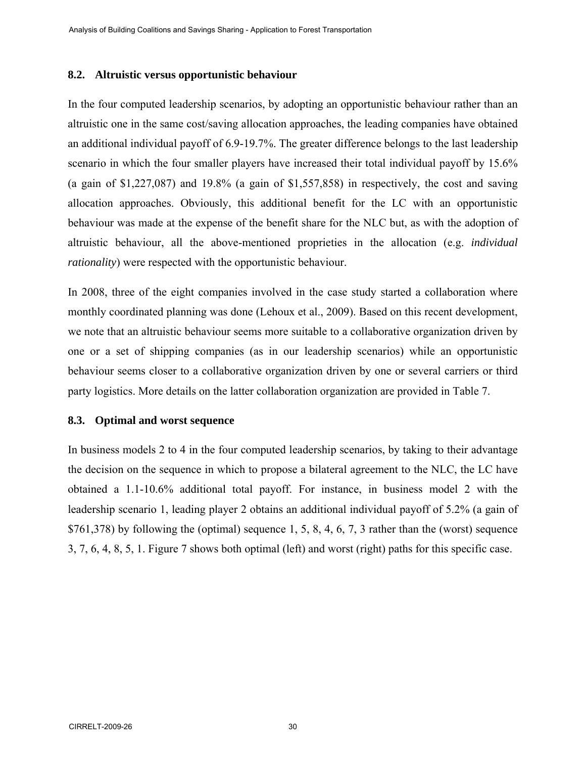## 8.2. Altruistic versus opportunistic behaviour

In the four computed leadership scenarios, by adopting an opportunistic behaviour rather than an altruistic one in the same cost/saving allocation approaches, the leading companies have obtained an additional individual payoff of 6.9-19.7%. The greater difference belongs to the last leadership scenario in which the four smaller players have increased their total individual payoff by 15.6% (a gain of \$1,227,087) and 19.8% (a gain of \$1,557,858) in respectively, the cost and saving allocation approaches. Obviously, this additional benefit for the LC with an opportunistic behaviour was made at the expense of the benefit share for the NLC but, as with the adoption of altruistic behaviour, all the above-mentioned proprieties in the allocation (e.g. *individual rationality*) were respected with the opportunistic behaviour.

In 2008, three of the eight companies involved in the case study started a collaboration where monthly coordinated planning was done (Lehoux et al., 2009). Based on this recent development, we note that an altruistic behaviour seems more suitable to a collaborative organization driven by one or a set of shipping companies (as in our leadership scenarios) while an opportunistic behaviour seems closer to a collaborative organization driven by one or several carriers or third party logistics. More details on the latter collaboration organization are provided in Table 7.

## 8.3. Optimal and worst sequence

In business models 2 to 4 in the four computed leadership scenarios, by taking to their advantage the decision on the sequence in which to propose a bilateral agreement to the NLC, the LC have obtained a 1.1-10.6% additional total payoff. For instance, in business model 2 with the leadership scenario 1, leading player 2 obtains an additional individual payoff of 5.2% (a gain of \$761,378) by following the (optimal) sequence 1, 5, 8, 4, 6, 7, 3 rather than the (worst) sequence 3, 7, 6, 4, 8, 5, 1. Figure 7 shows both optimal (left) and worst (right) paths for this specific case.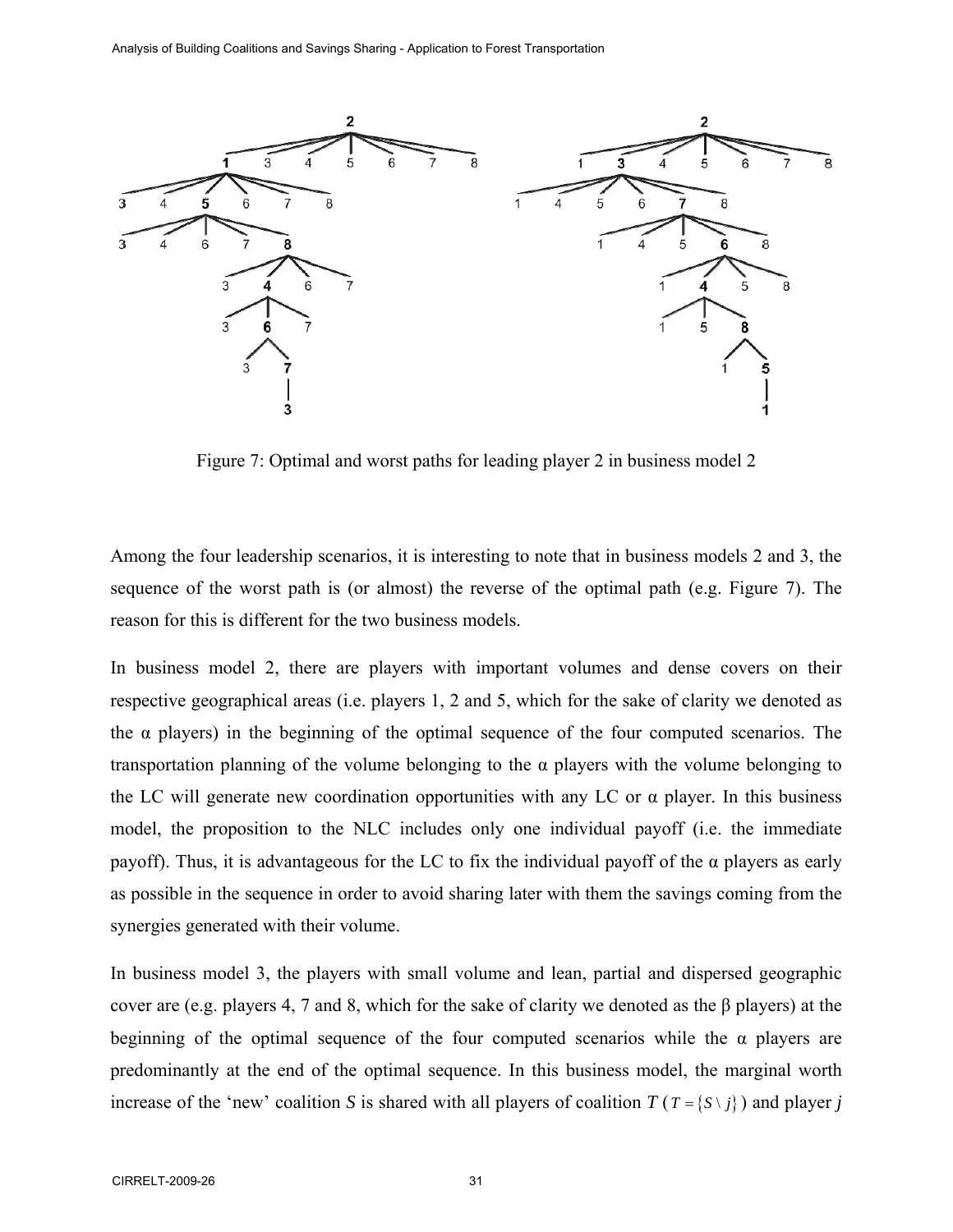Figure 7: Optimal and worst paths for leading player 2 in business model 2

Among the four leadership scenarios, it is interesting to note that in business models 2 and 3, the sequence of the worst path is (or almost) the reverse of the optimal path (e.g. Figure 7). The reason for this is different for the two business models.

In business model 2, there are players with important volumes and dense covers on their respective geographical areas (i.e. players 1, 2 and 5, which for the sake of clarity we denoted as the α players) in the beginning of the optimal sequence of the four computed scenarios. The transportation planning of the volume belonging to the α players with the volume belonging to the LC will generate new coordination opportunities with any LC or α player. In this business model, the proposition to the NLC includes only one individual payoff (i.e. the immediate payoff). Thus, it is advantageous for the LC to fix the individual payoff of the α players as early as possible in the sequence in order to avoid sharing later with them the savings coming from the synergies generated with their volume.

In business model 3, the players with small volume and lean, partial and dispersed geographic cover are (e.g. players 4, 7 and 8, which for the sake of clarity we denoted as the β players) at the beginning of the optimal sequence of the four computed scenarios while the α players are predominantly at the end of the optimal sequence. In this business model, the marginal worth increase of the 'new' coalition $S$ is shared with all players of coalition $T$ ($T = \{S \setminus j\}$) and player $j$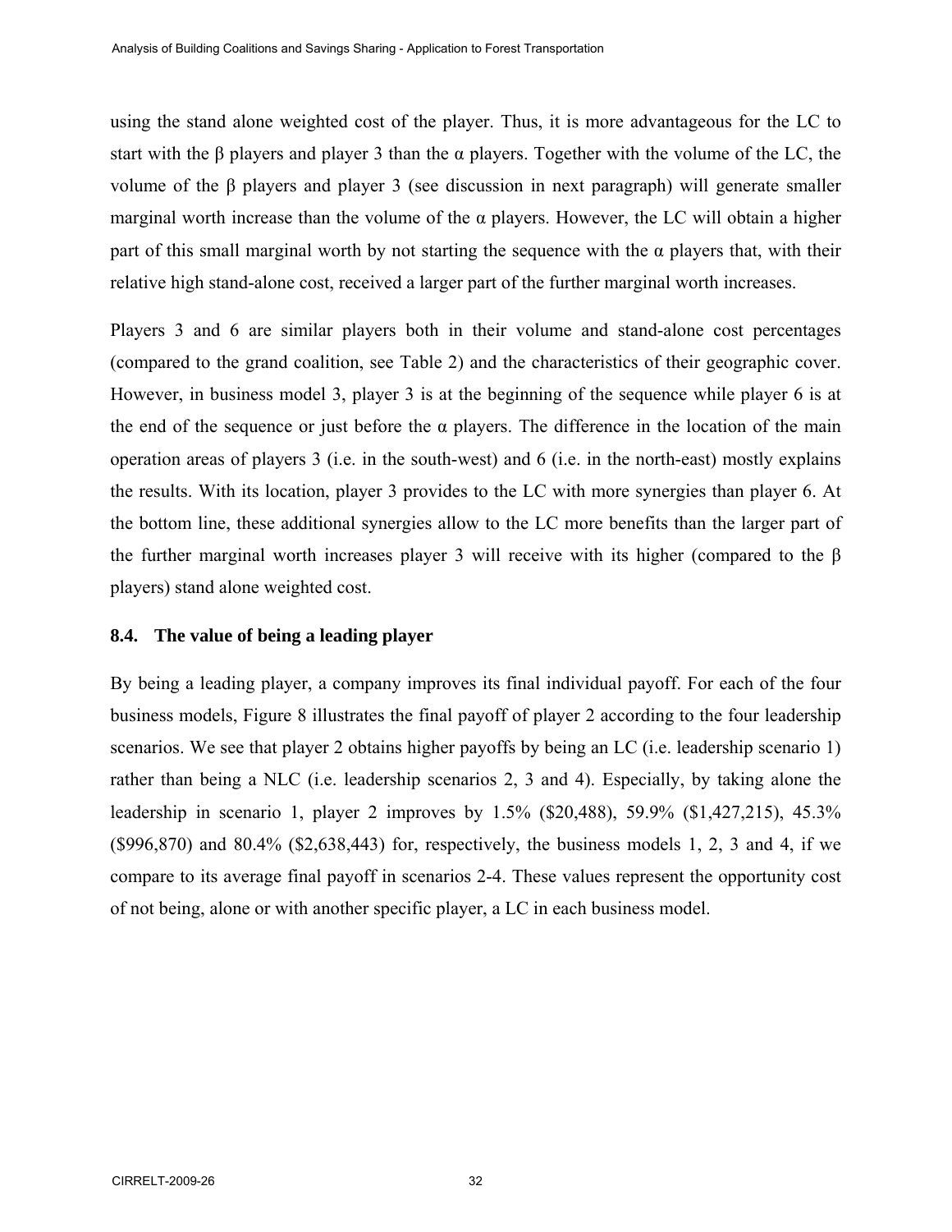using the stand alone weighted cost of the player. Thus, it is more advantageous for the LC to start with the β players and player 3 than the α players. Together with the volume of the LC, the volume of the β players and player 3 (see discussion in next paragraph) will generate smaller marginal worth increase than the volume of the α players. However, the LC will obtain a higher part of this small marginal worth by not starting the sequence with the α players that, with their relative high stand-alone cost, received a larger part of the further marginal worth increases.

Players 3 and 6 are similar players both in their volume and stand-alone cost percentages (compared to the grand coalition, see Table 2) and the characteristics of their geographic cover. However, in business model 3, player 3 is at the beginning of the sequence while player 6 is at the end of the sequence or just before the α players. The difference in the location of the main operation areas of players 3 (i.e. in the south-west) and 6 (i.e. in the north-east) mostly explains the results. With its location, player 3 provides to the LC with more synergies than player 6. At the bottom line, these additional synergies allow to the LC more benefits than the larger part of the further marginal worth increases player 3 will receive with its higher (compared to the β players) stand alone weighted cost.

### 8.4. The value of being a leading player

By being a leading player, a company improves its final individual payoff. For each of the four business models, Figure 8 illustrates the final payoff of player 2 according to the four leadership scenarios. We see that player 2 obtains higher payoffs by being an LC (i.e. leadership scenario 1) rather than being a NLC (i.e. leadership scenarios 2, 3 and 4). Especially, by taking alone the leadership in scenario 1, player 2 improves by 1.5% (\$20,488), 59.9% (\$1,427,215), 45.3% (\$996,870) and 80.4% (\$2,638,443) for, respectively, the business models 1, 2, 3 and 4, if we compare to its average final payoff in scenarios 2-4. These values represent the opportunity cost of not being, alone or with another specific player, a LC in each business model.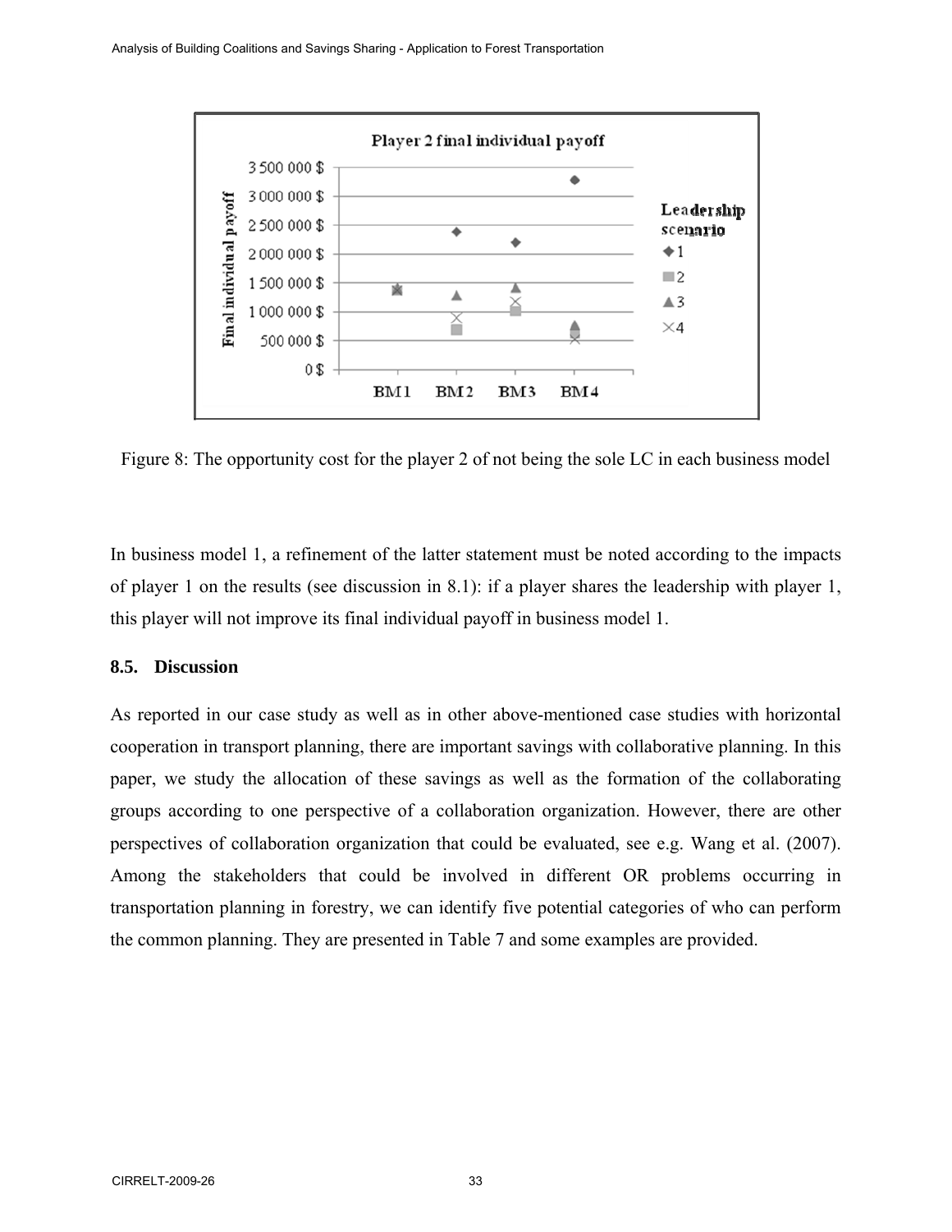Figure 8: The opportunity cost for the player 2 of not being the sole LC in each business model

In business model 1, a refinement of the latter statement must be noted according to the impacts of player 1 on the results (see discussion in 8.1): if a player shares the leadership with player 1, this player will not improve its final individual payoff in business model 1.

### 8.5. Discussion

As reported in our case study as well as in other above-mentioned case studies with horizontal cooperation in transport planning, there are important savings with collaborative planning. In this paper, we study the allocation of these savings as well as the formation of the collaborating groups according to one perspective of a collaboration organization. However, there are other perspectives of collaboration organization that could be evaluated, see e.g. Wang et al. (2007). Among the stakeholders that could be involved in different OR problems occurring in transportation planning in forestry, we can identify five potential categories of who can perform the common planning. They are presented in Table 7 and some examples are provided.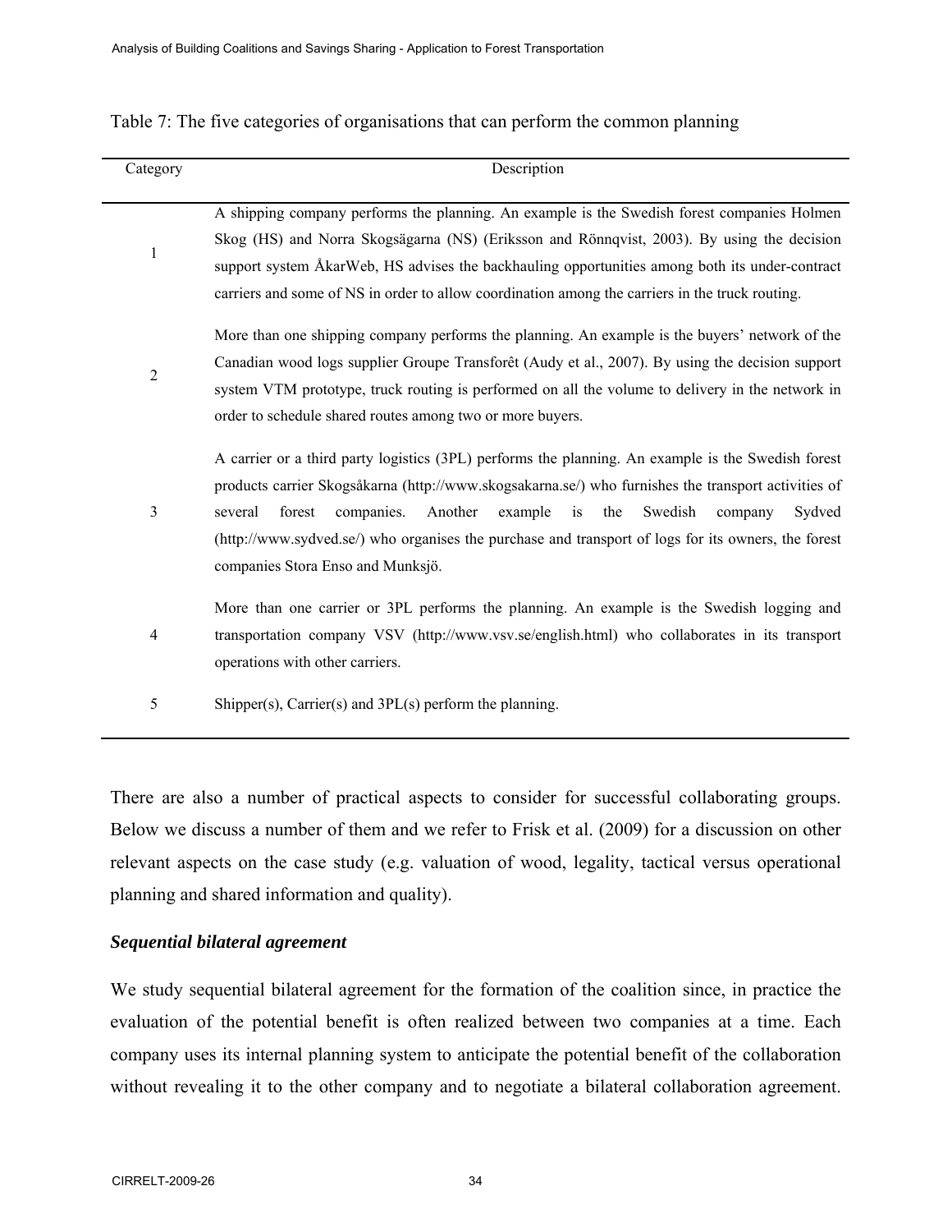Table 7: The five categories of organisations that can perform the common planning

| Category | Description |
|---|---|
| 1 | A shipping company performs the planning. An example is the Swedish forest companies Holmen Skog (HS) and Norra Skogsägarna (NS) (Eriksson and Rönnqvist, 2003). By using the decision support system ÅkarWeb, HS advises the backhauling opportunities among both its under-contract carriers and some of NS in order to allow coordination among the carriers in the truck routing. |
| 2 | More than one shipping company performs the planning. An example is the buyers' network of the Canadian wood logs supplier Groupe Transforêt (Audy et al., 2007). By using the decision support system VTM prototype, truck routing is performed on all the volume to delivery in the network in order to schedule shared routes among two or more buyers. |
| 3 | A carrier or a third party logistics (3PL) performs the planning. An example is the Swedish forest products carrier Skogsåkarna (http://www.skogsakarna.se/) who furnishes the transport activities of several forest companies. Another example is the Swedish company Sydved (http://www.sydved.se/) who organises the purchase and transport of logs for its owners, the forest companies Stora Enso and Munksjö. |
| 4 | More than one carrier or 3PL performs the planning. An example is the Swedish logging and transportation company VSV (http://www.vsv.se/english.html) who collaborates in its transport operations with other carriers. |
| 5 | Shipper(s), Carrier(s) and 3PL(s) perform the planning. |

There are also a number of practical aspects to consider for successful collaborating groups. Below we discuss a number of them and we refer to Frisk et al. (2009) for a discussion on other relevant aspects on the case study (e.g. valuation of wood, legality, tactical versus operational planning and shared information and quality).

***Sequential bilateral agreement***

We study sequential bilateral agreement for the formation of the coalition since, in practice the evaluation of the potential benefit is often realized between two companies at a time. Each company uses its internal planning system to anticipate the potential benefit of the collaboration without revealing it to the other company and to negotiate a bilateral collaboration agreement.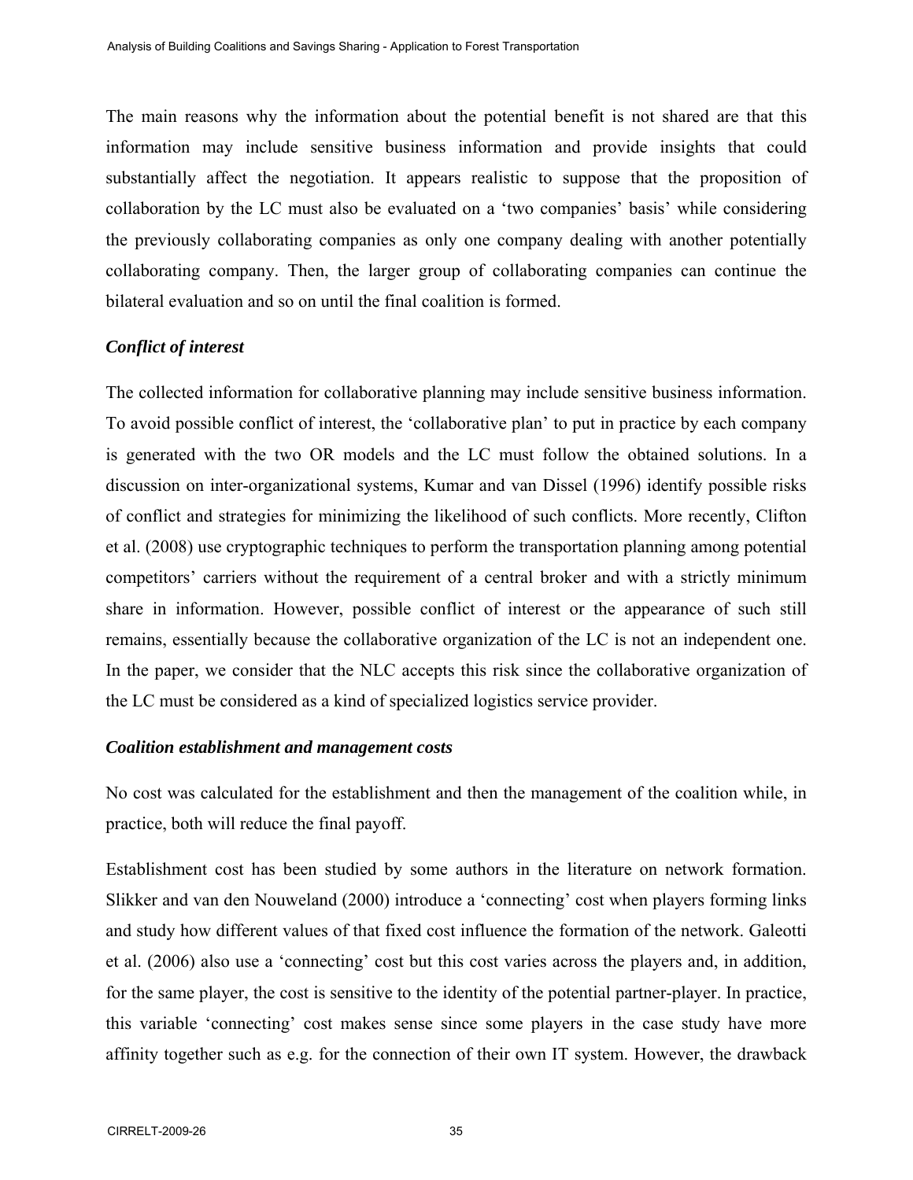The main reasons why the information about the potential benefit is not shared are that this information may include sensitive business information and provide insights that could substantially affect the negotiation. It appears realistic to suppose that the proposition of collaboration by the LC must also be evaluated on a 'two companies' basis' while considering the previously collaborating companies as only one company dealing with another potentially collaborating company. Then, the larger group of collaborating companies can continue the bilateral evaluation and so on until the final coalition is formed.

***Conflict of interest***

The collected information for collaborative planning may include sensitive business information. To avoid possible conflict of interest, the 'collaborative plan' to put in practice by each company is generated with the two OR models and the LC must follow the obtained solutions. In a discussion on inter-organizational systems, Kumar and van Dissel (1996) identify possible risks of conflict and strategies for minimizing the likelihood of such conflicts. More recently, Clifton et al. (2008) use cryptographic techniques to perform the transportation planning among potential competitors' carriers without the requirement of a central broker and with a strictly minimum share in information. However, possible conflict of interest or the appearance of such still remains, essentially because the collaborative organization of the LC is not an independent one. In the paper, we consider that the NLC accepts this risk since the collaborative organization of the LC must be considered as a kind of specialized logistics service provider.

***Coalition establishment and management costs***

No cost was calculated for the establishment and then the management of the coalition while, in practice, both will reduce the final payoff.

Establishment cost has been studied by some authors in the literature on network formation. Slikker and van den Nouweland (2000) introduce a 'connecting' cost when players forming links and study how different values of that fixed cost influence the formation of the network. Galeotti et al. (2006) also use a 'connecting' cost but this cost varies across the players and, in addition, for the same player, the cost is sensitive to the identity of the potential partner-player. In practice, this variable 'connecting' cost makes sense since some players in the case study have more affinity together such as e.g. for the connection of their own IT system. However, the drawback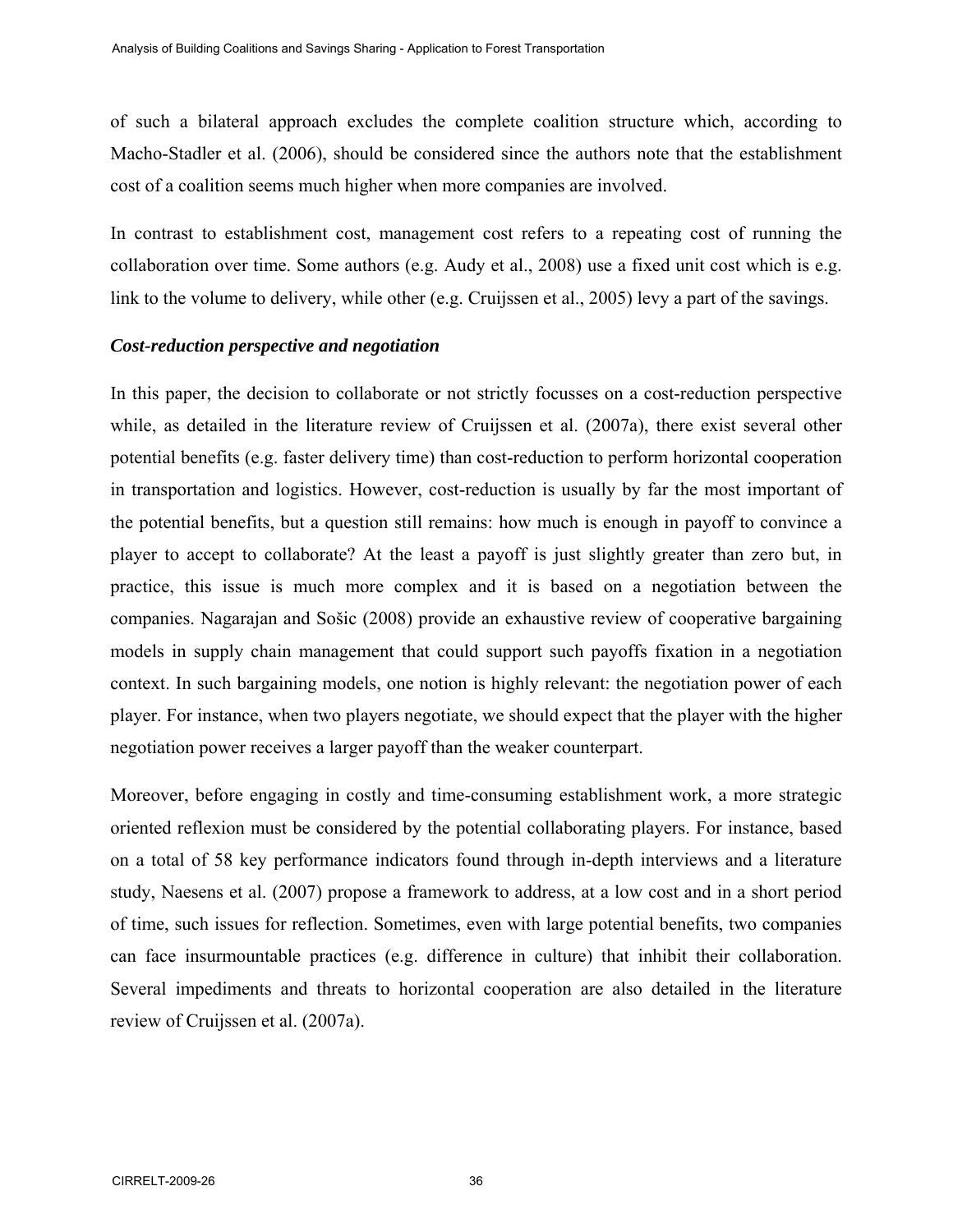of such a bilateral approach excludes the complete coalition structure which, according to Macho-Stadler et al. (2006), should be considered since the authors note that the establishment cost of a coalition seems much higher when more companies are involved.

In contrast to establishment cost, management cost refers to a repeating cost of running the collaboration over time. Some authors (e.g. Audy et al., 2008) use a fixed unit cost which is e.g. link to the volume to delivery, while other (e.g. Cruijssen et al., 2005) levy a part of the savings.

### *Cost-reduction perspective and negotiation*

In this paper, the decision to collaborate or not strictly focusses on a cost-reduction perspective while, as detailed in the literature review of Cruijssen et al. (2007a), there exist several other potential benefits (e.g. faster delivery time) than cost-reduction to perform horizontal cooperation in transportation and logistics. However, cost-reduction is usually by far the most important of the potential benefits, but a question still remains: how much is enough in payoff to convince a player to accept to collaborate? At the least a payoff is just slightly greater than zero but, in practice, this issue is much more complex and it is based on a negotiation between the companies. Nagarajan and Sošic (2008) provide an exhaustive review of cooperative bargaining models in supply chain management that could support such payoffs fixation in a negotiation context. In such bargaining models, one notion is highly relevant: the negotiation power of each player. For instance, when two players negotiate, we should expect that the player with the higher negotiation power receives a larger payoff than the weaker counterpart.

Moreover, before engaging in costly and time-consuming establishment work, a more strategic oriented reflexion must be considered by the potential collaborating players. For instance, based on a total of 58 key performance indicators found through in-depth interviews and a literature study, Naesens et al. (2007) propose a framework to address, at a low cost and in a short period of time, such issues for reflection. Sometimes, even with large potential benefits, two companies can face insurmountable practices (e.g. difference in culture) that inhibit their collaboration. Several impediments and threats to horizontal cooperation are also detailed in the literature review of Cruijssen et al. (2007a).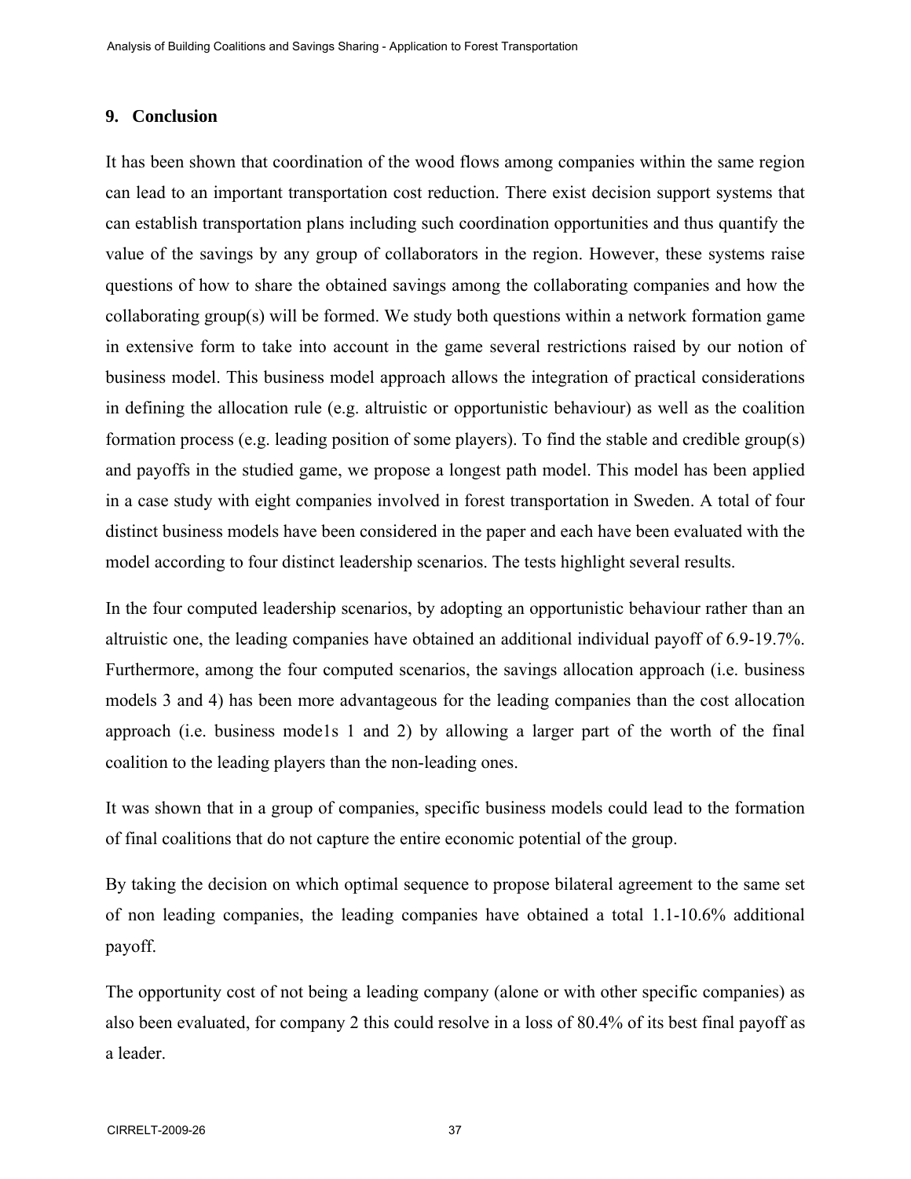## 9. Conclusion

It has been shown that coordination of the wood flows among companies within the same region can lead to an important transportation cost reduction. There exist decision support systems that can establish transportation plans including such coordination opportunities and thus quantify the value of the savings by any group of collaborators in the region. However, these systems raise questions of how to share the obtained savings among the collaborating companies and how the collaborating group(s) will be formed. We study both questions within a network formation game in extensive form to take into account in the game several restrictions raised by our notion of business model. This business model approach allows the integration of practical considerations in defining the allocation rule (e.g. altruistic or opportunistic behaviour) as well as the coalition formation process (e.g. leading position of some players). To find the stable and credible group(s) and payoffs in the studied game, we propose a longest path model. This model has been applied in a case study with eight companies involved in forest transportation in Sweden. A total of four distinct business models have been considered in the paper and each have been evaluated with the model according to four distinct leadership scenarios. The tests highlight several results.

In the four computed leadership scenarios, by adopting an opportunistic behaviour rather than an altruistic one, the leading companies have obtained an additional individual payoff of 6.9-19.7%. Furthermore, among the four computed scenarios, the savings allocation approach (i.e. business models 3 and 4) has been more advantageous for the leading companies than the cost allocation approach (i.e. business mode1s 1 and 2) by allowing a larger part of the worth of the final coalition to the leading players than the non-leading ones.

It was shown that in a group of companies, specific business models could lead to the formation of final coalitions that do not capture the entire economic potential of the group.

By taking the decision on which optimal sequence to propose bilateral agreement to the same set of non leading companies, the leading companies have obtained a total 1.1-10.6% additional payoff.

The opportunity cost of not being a leading company (alone or with other specific companies) as also been evaluated, for company 2 this could resolve in a loss of 80.4% of its best final payoff as a leader.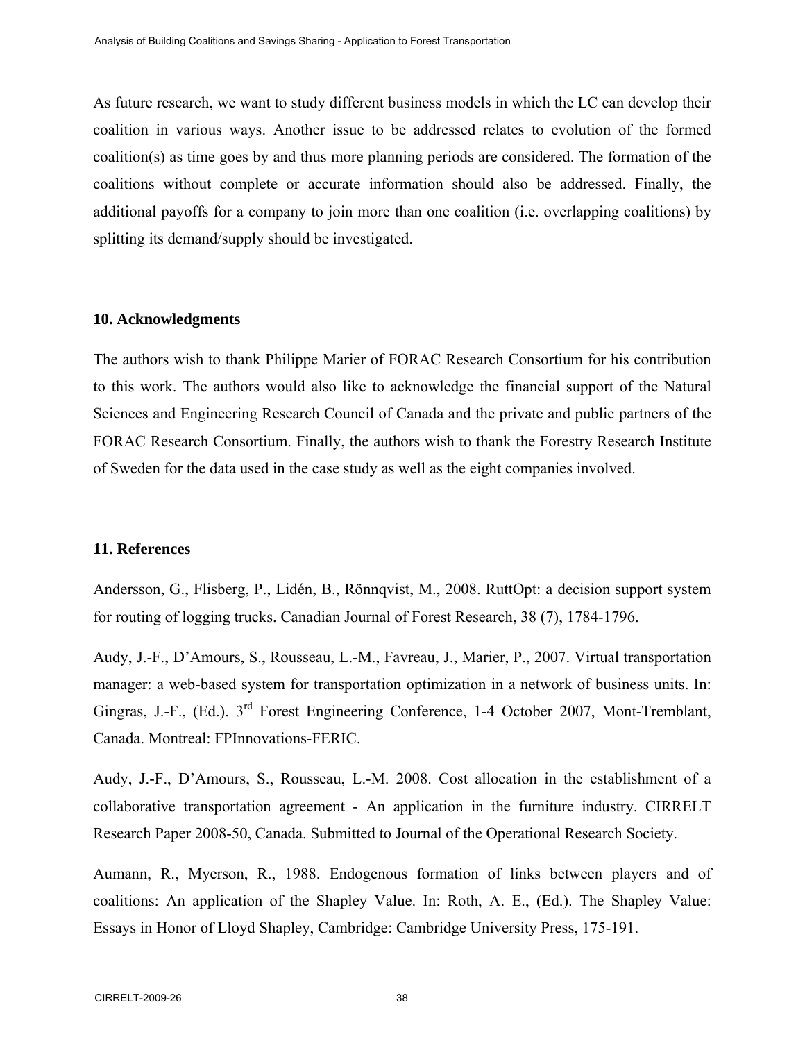As future research, we want to study different business models in which the LC can develop their coalition in various ways. Another issue to be addressed relates to evolution of the formed coalition(s) as time goes by and thus more planning periods are considered. The formation of the coalitions without complete or accurate information should also be addressed. Finally, the additional payoffs for a company to join more than one coalition (i.e. overlapping coalitions) by splitting its demand/supply should be investigated.

## 10. Acknowledgments

The authors wish to thank Philippe Marier of FORAC Research Consortium for his contribution to this work. The authors would also like to acknowledge the financial support of the Natural Sciences and Engineering Research Council of Canada and the private and public partners of the FORAC Research Consortium. Finally, the authors wish to thank the Forestry Research Institute of Sweden for the data used in the case study as well as the eight companies involved.

## 11. References

Andersson, G., Flisberg, P., Lidén, B., Rönnqvist, M., 2008. RuttOpt: a decision support system for routing of logging trucks. Canadian Journal of Forest Research, 38 (7), 1784-1796.

Audy, J.-F., D'Amours, S., Rousseau, L.-M., Favreau, J., Marier, P., 2007. Virtual transportation manager: a web-based system for transportation optimization in a network of business units. In: Gingras, J.-F., (Ed.). 3rd Forest Engineering Conference, 1-4 October 2007, Mont-Tremblant, Canada. Montreal: FPInnovations-FERIC.

Audy, J.-F., D'Amours, S., Rousseau, L.-M. 2008. Cost allocation in the establishment of a collaborative transportation agreement - An application in the furniture industry. CIRRELT Research Paper 2008-50, Canada. Submitted to Journal of the Operational Research Society.

Aumann, R., Myerson, R., 1988. Endogenous formation of links between players and of coalitions: An application of the Shapley Value. In: Roth, A. E., (Ed.). The Shapley Value: Essays in Honor of Lloyd Shapley, Cambridge: Cambridge University Press, 175-191.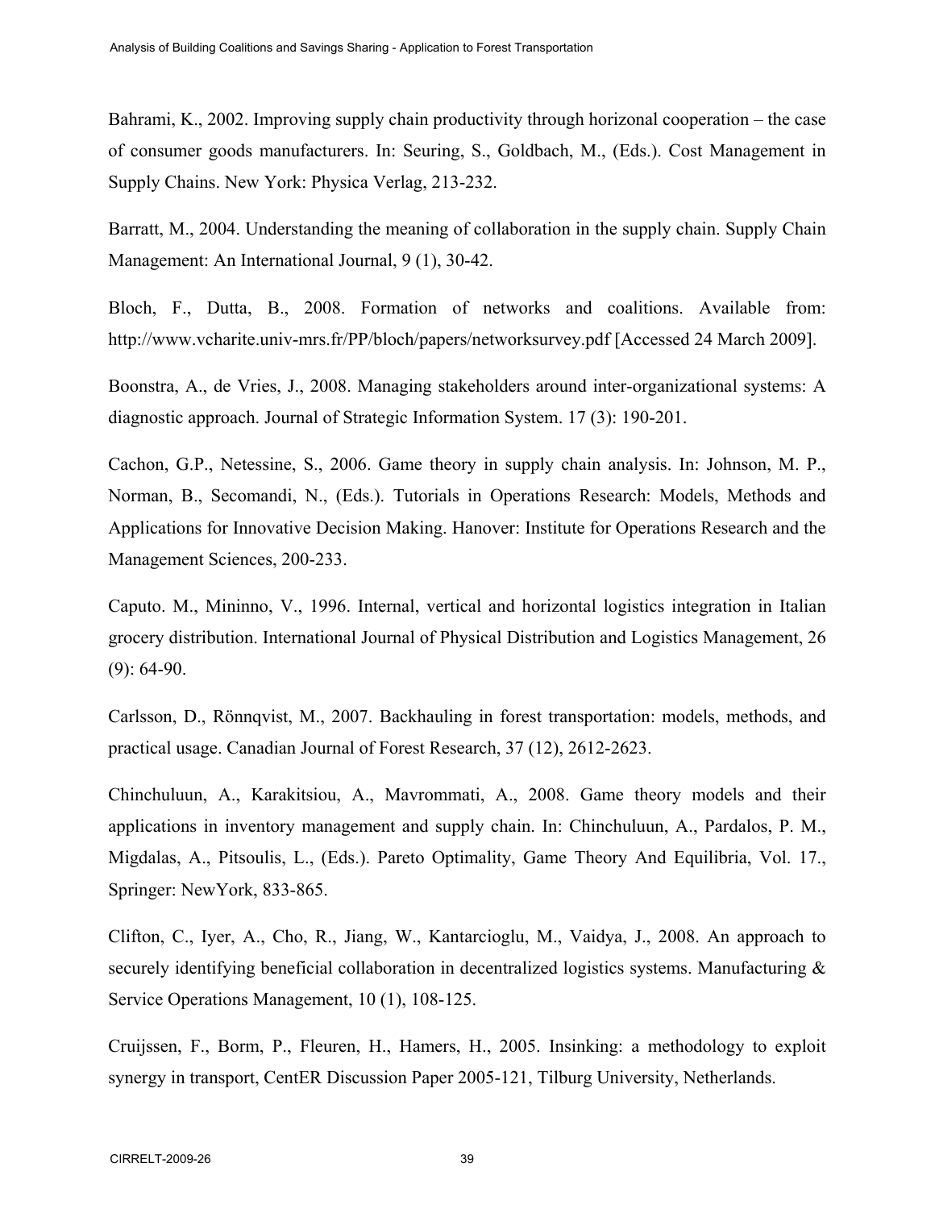Bahrami, K., 2002. Improving supply chain productivity through horizonal cooperation – the case of consumer goods manufacturers. In: Seuring, S., Goldbach, M., (Eds.). Cost Management in Supply Chains. New York: Physica Verlag, 213-232.

Barratt, M., 2004. Understanding the meaning of collaboration in the supply chain. Supply Chain Management: An International Journal, 9 (1), 30-42.

Bloch, F., Dutta, B., 2008. Formation of networks and coalitions. Available from: http://www.vcharite.univ-mrs.fr/PP/bloch/papers/networksurvey.pdf [Accessed 24 March 2009].

Boonstra, A., de Vries, J., 2008. Managing stakeholders around inter-organizational systems: A diagnostic approach. Journal of Strategic Information System. 17 (3): 190-201.

Cachon, G.P., Netessine, S., 2006. Game theory in supply chain analysis. In: Johnson, M. P., Norman, B., Secomandi, N., (Eds.). Tutorials in Operations Research: Models, Methods and Applications for Innovative Decision Making. Hanover: Institute for Operations Research and the Management Sciences, 200-233.

Caputo. M., Mininno, V., 1996. Internal, vertical and horizontal logistics integration in Italian grocery distribution. International Journal of Physical Distribution and Logistics Management, 26 (9): 64-90.

Carlsson, D., Rönnqvist, M., 2007. Backhauling in forest transportation: models, methods, and practical usage. Canadian Journal of Forest Research, 37 (12), 2612-2623.

Chinchuluun, A., Karakitsiou, A., Mavrommati, A., 2008. Game theory models and their applications in inventory management and supply chain. In: Chinchuluun, A., Pardalos, P. M., Migdalas, A., Pitsoulis, L., (Eds.). Pareto Optimality, Game Theory And Equilibria, Vol. 17., Springer: NewYork, 833-865.

Clifton, C., Iyer, A., Cho, R., Jiang, W., Kantarcioglu, M., Vaidya, J., 2008. An approach to securely identifying beneficial collaboration in decentralized logistics systems. Manufacturing & Service Operations Management, 10 (1), 108-125.

Cruijssen, F., Borm, P., Fleuren, H., Hamers, H., 2005. Insinking: a methodology to exploit synergy in transport, CentER Discussion Paper 2005-121, Tilburg University, Netherlands.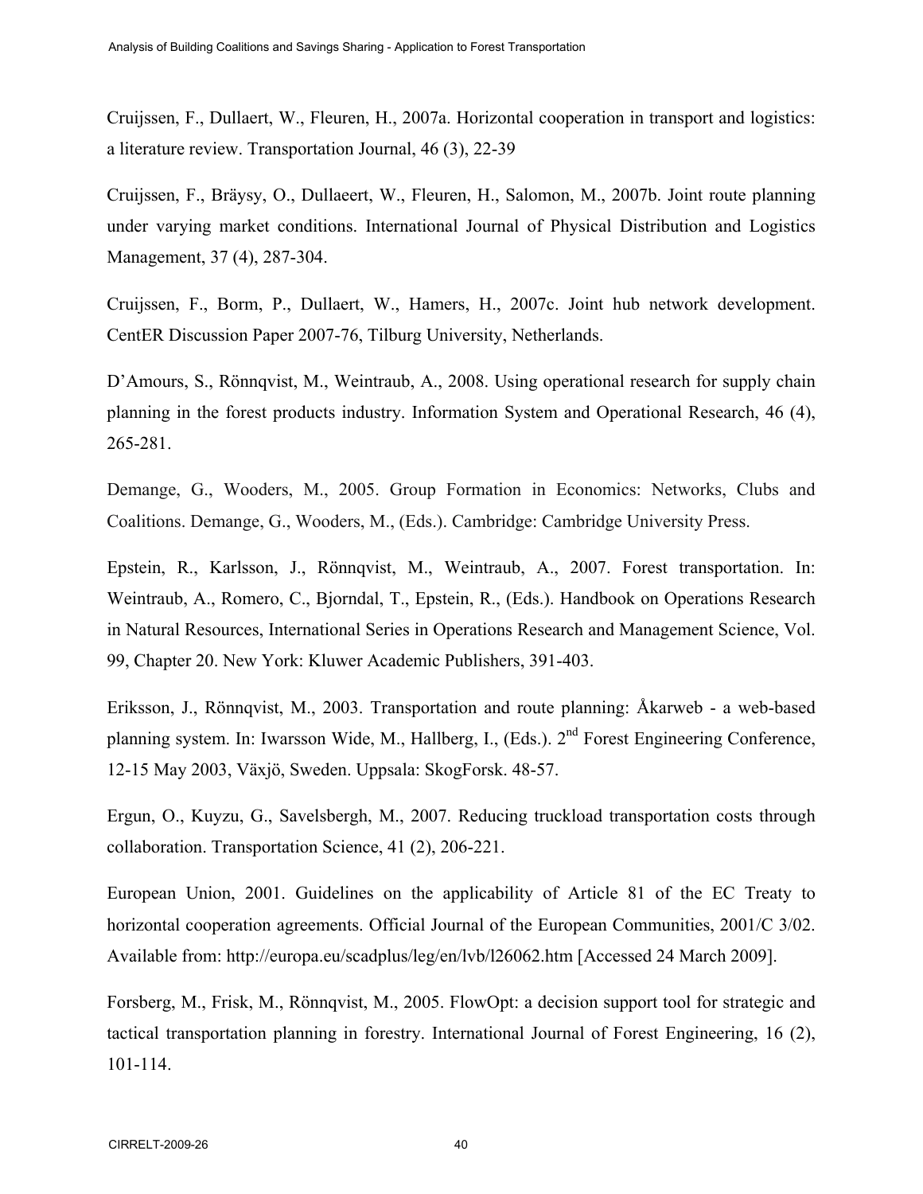Cruijssen, F., Dullaert, W., Fleuren, H., 2007a. Horizontal cooperation in transport and logistics: a literature review. Transportation Journal, 46 (3), 22-39

Cruijssen, F., Bräysy, O., Dullaeert, W., Fleuren, H., Salomon, M., 2007b. Joint route planning under varying market conditions. International Journal of Physical Distribution and Logistics Management, 37 (4), 287-304.

Cruijssen, F., Borm, P., Dullaert, W., Hamers, H., 2007c. Joint hub network development. CentER Discussion Paper 2007-76, Tilburg University, Netherlands.

D'Amours, S., Rönnqvist, M., Weintraub, A., 2008. Using operational research for supply chain planning in the forest products industry. Information System and Operational Research, 46 (4), 265-281.

Demange, G., Wooders, M., 2005. Group Formation in Economics: Networks, Clubs and Coalitions. Demange, G., Wooders, M., (Eds.). Cambridge: Cambridge University Press.

Epstein, R., Karlsson, J., Rönnqvist, M., Weintraub, A., 2007. Forest transportation. In: Weintraub, A., Romero, C., Bjorndal, T., Epstein, R., (Eds.). Handbook on Operations Research in Natural Resources, International Series in Operations Research and Management Science, Vol. 99, Chapter 20. New York: Kluwer Academic Publishers, 391-403.

Eriksson, J., Rönnqvist, M., 2003. Transportation and route planning: Åkarweb - a web-based planning system. In: Iwarsson Wide, M., Hallberg, I., (Eds.). 2nd Forest Engineering Conference, 12-15 May 2003, Växjö, Sweden. Uppsala: SkogForsk. 48-57.

Ergun, O., Kuyzu, G., Savelsbergh, M., 2007. Reducing truckload transportation costs through collaboration. Transportation Science, 41 (2), 206-221.

European Union, 2001. Guidelines on the applicability of Article 81 of the EC Treaty to horizontal cooperation agreements. Official Journal of the European Communities, 2001/C 3/02. Available from: http://europa.eu/scadplus/leg/en/lvb/l26062.htm [Accessed 24 March 2009].

Forsberg, M., Frisk, M., Rönnqvist, M., 2005. FlowOpt: a decision support tool for strategic and tactical transportation planning in forestry. International Journal of Forest Engineering, 16 (2), 101-114.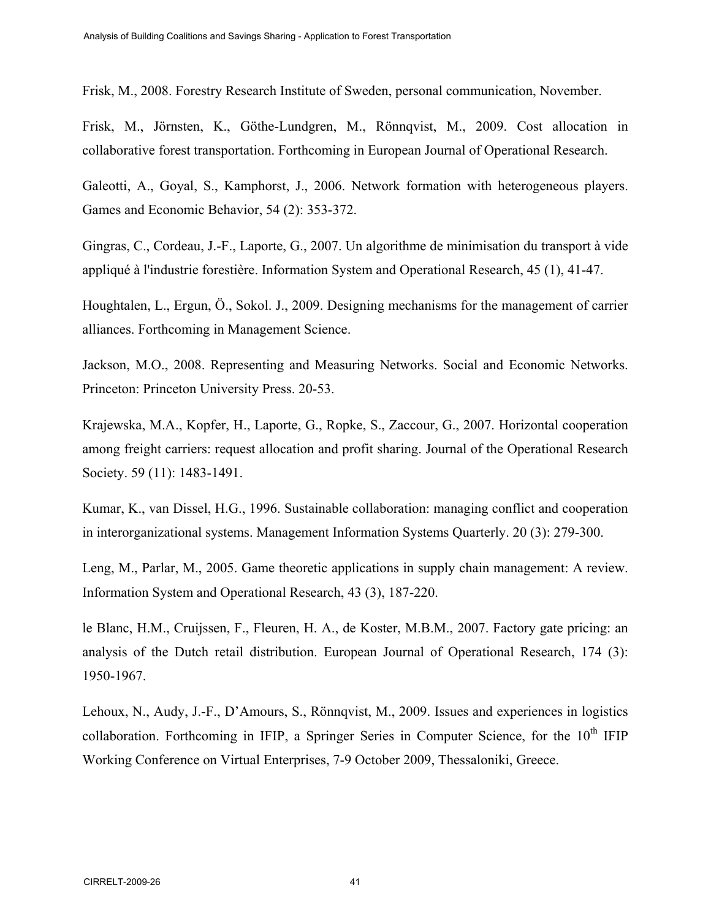Frisk, M., 2008. Forestry Research Institute of Sweden, personal communication, November.

Frisk, M., Jörnsten, K., Göthe-Lundgren, M., Rönnqvist, M., 2009. Cost allocation in collaborative forest transportation. Forthcoming in European Journal of Operational Research.

Galeotti, A., Goyal, S., Kamphorst, J., 2006. Network formation with heterogeneous players. Games and Economic Behavior, 54 (2): 353-372.

Gingras, C., Cordeau, J.-F., Laporte, G., 2007. Un algorithme de minimisation du transport à vide appliqué à l'industrie forestière. Information System and Operational Research, 45 (1), 41-47.

Houghtalen, L., Ergun, Ö., Sokol. J., 2009. Designing mechanisms for the management of carrier alliances. Forthcoming in Management Science.

Jackson, M.O., 2008. Representing and Measuring Networks. Social and Economic Networks. Princeton: Princeton University Press. 20-53.

Krajewska, M.A., Kopfer, H., Laporte, G., Ropke, S., Zaccour, G., 2007. Horizontal cooperation among freight carriers: request allocation and profit sharing. Journal of the Operational Research Society. 59 (11): 1483-1491.

Kumar, K., van Dissel, H.G., 1996. Sustainable collaboration: managing conflict and cooperation in interorganizational systems. Management Information Systems Quarterly. 20 (3): 279-300.

Leng, M., Parlar, M., 2005. Game theoretic applications in supply chain management: A review. Information System and Operational Research, 43 (3), 187-220.

le Blanc, H.M., Cruijssen, F., Fleuren, H. A., de Koster, M.B.M., 2007. Factory gate pricing: an analysis of the Dutch retail distribution. European Journal of Operational Research, 174 (3): 1950-1967.

Lehoux, N., Audy, J.-F., D'Amours, S., Rönnqvist, M., 2009. Issues and experiences in logistics collaboration. Forthcoming in IFIP, a Springer Series in Computer Science, for the 10th IFIP Working Conference on Virtual Enterprises, 7-9 October 2009, Thessaloniki, Greece.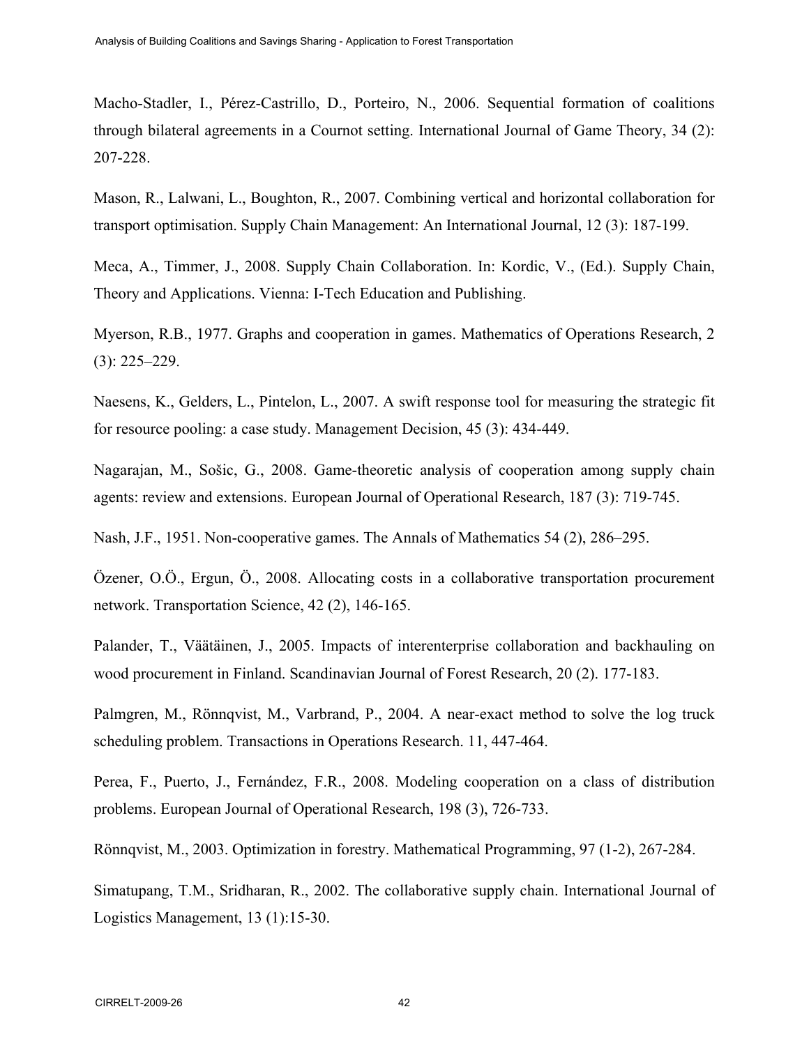Macho-Stadler, I., Pérez-Castrillo, D., Porteiro, N., 2006. Sequential formation of coalitions through bilateral agreements in a Cournot setting. International Journal of Game Theory, 34 (2): 207-228.

Mason, R., Lalwani, L., Boughton, R., 2007. Combining vertical and horizontal collaboration for transport optimisation. Supply Chain Management: An International Journal, 12 (3): 187-199.

Meca, A., Timmer, J., 2008. Supply Chain Collaboration. In: Kordic, V., (Ed.). Supply Chain, Theory and Applications. Vienna: I-Tech Education and Publishing.

Myerson, R.B., 1977. Graphs and cooperation in games. Mathematics of Operations Research, 2 (3): 225–229.

Naesens, K., Gelders, L., Pintelon, L., 2007. A swift response tool for measuring the strategic fit for resource pooling: a case study. Management Decision, 45 (3): 434-449.

Nagarajan, M., Sošic, G., 2008. Game-theoretic analysis of cooperation among supply chain agents: review and extensions. European Journal of Operational Research, 187 (3): 719-745.

Nash, J.F., 1951. Non-cooperative games. The Annals of Mathematics 54 (2), 286–295.

Özener, O.Ö., Ergun, Ö., 2008. Allocating costs in a collaborative transportation procurement network. Transportation Science, 42 (2), 146-165.

Palander, T., Väätäinen, J., 2005. Impacts of interenterprise collaboration and backhauling on wood procurement in Finland. Scandinavian Journal of Forest Research, 20 (2). 177-183.

Palmgren, M., Rönnqvist, M., Varbrand, P., 2004. A near-exact method to solve the log truck scheduling problem. Transactions in Operations Research. 11, 447-464.

Perea, F., Puerto, J., Fernández, F.R., 2008. Modeling cooperation on a class of distribution problems. European Journal of Operational Research, 198 (3), 726-733.

Rönnqvist, M., 2003. Optimization in forestry. Mathematical Programming, 97 (1-2), 267-284.

Simatupang, T.M., Sridharan, R., 2002. The collaborative supply chain. International Journal of Logistics Management, 13 (1):15-30.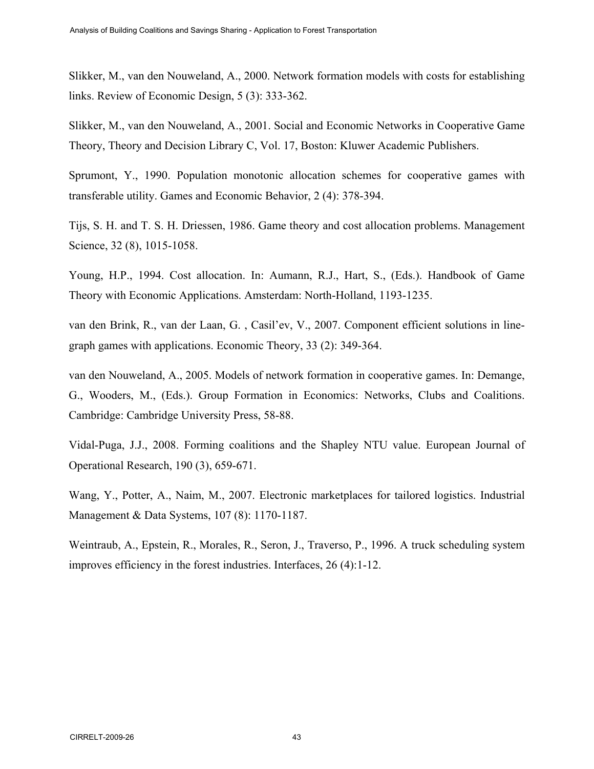Slikker, M., van den Nouweland, A., 2000. Network formation models with costs for establishing links. Review of Economic Design, 5 (3): 333-362.

Slikker, M., van den Nouweland, A., 2001. Social and Economic Networks in Cooperative Game Theory, Theory and Decision Library C, Vol. 17, Boston: Kluwer Academic Publishers.

Sprumont, Y., 1990. Population monotonic allocation schemes for cooperative games with transferable utility. Games and Economic Behavior, 2 (4): 378-394.

Tijs, S. H. and T. S. H. Driessen, 1986. Game theory and cost allocation problems. Management Science, 32 (8), 1015-1058.

Young, H.P., 1994. Cost allocation. In: Aumann, R.J., Hart, S., (Eds.). Handbook of Game Theory with Economic Applications. Amsterdam: North-Holland, 1193-1235.

van den Brink, R., van der Laan, G. , Casil'ev, V., 2007. Component efficient solutions in line-graph games with applications. Economic Theory, 33 (2): 349-364.

van den Nouweland, A., 2005. Models of network formation in cooperative games. In: Demange, G., Wooders, M., (Eds.). Group Formation in Economics: Networks, Clubs and Coalitions. Cambridge: Cambridge University Press, 58-88.

Vidal-Puga, J.J., 2008. Forming coalitions and the Shapley NTU value. European Journal of Operational Research, 190 (3), 659-671.

Wang, Y., Potter, A., Naim, M., 2007. Electronic marketplaces for tailored logistics. Industrial Management & Data Systems, 107 (8): 1170-1187.

Weintraub, A., Epstein, R., Morales, R., Seron, J., Traverso, P., 1996. A truck scheduling system improves efficiency in the forest industries. Interfaces, 26 (4):1-12.